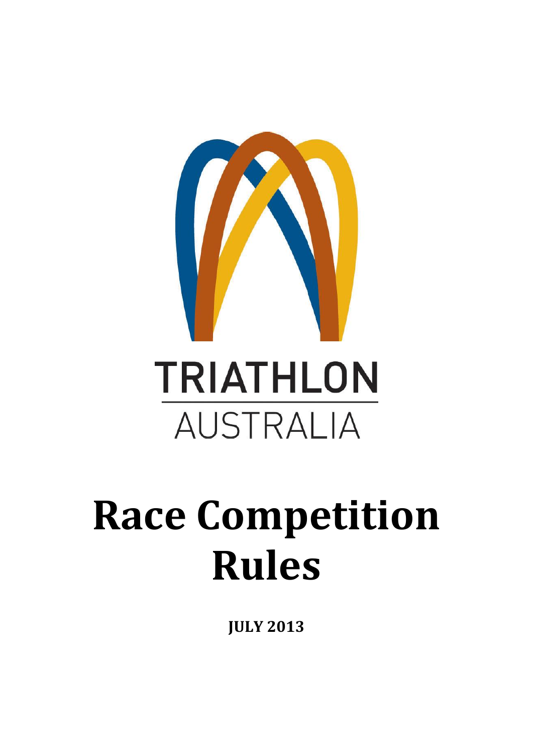TRIATHLON

AUSTRALIA

# Race Competition Rules

**JULY 2013**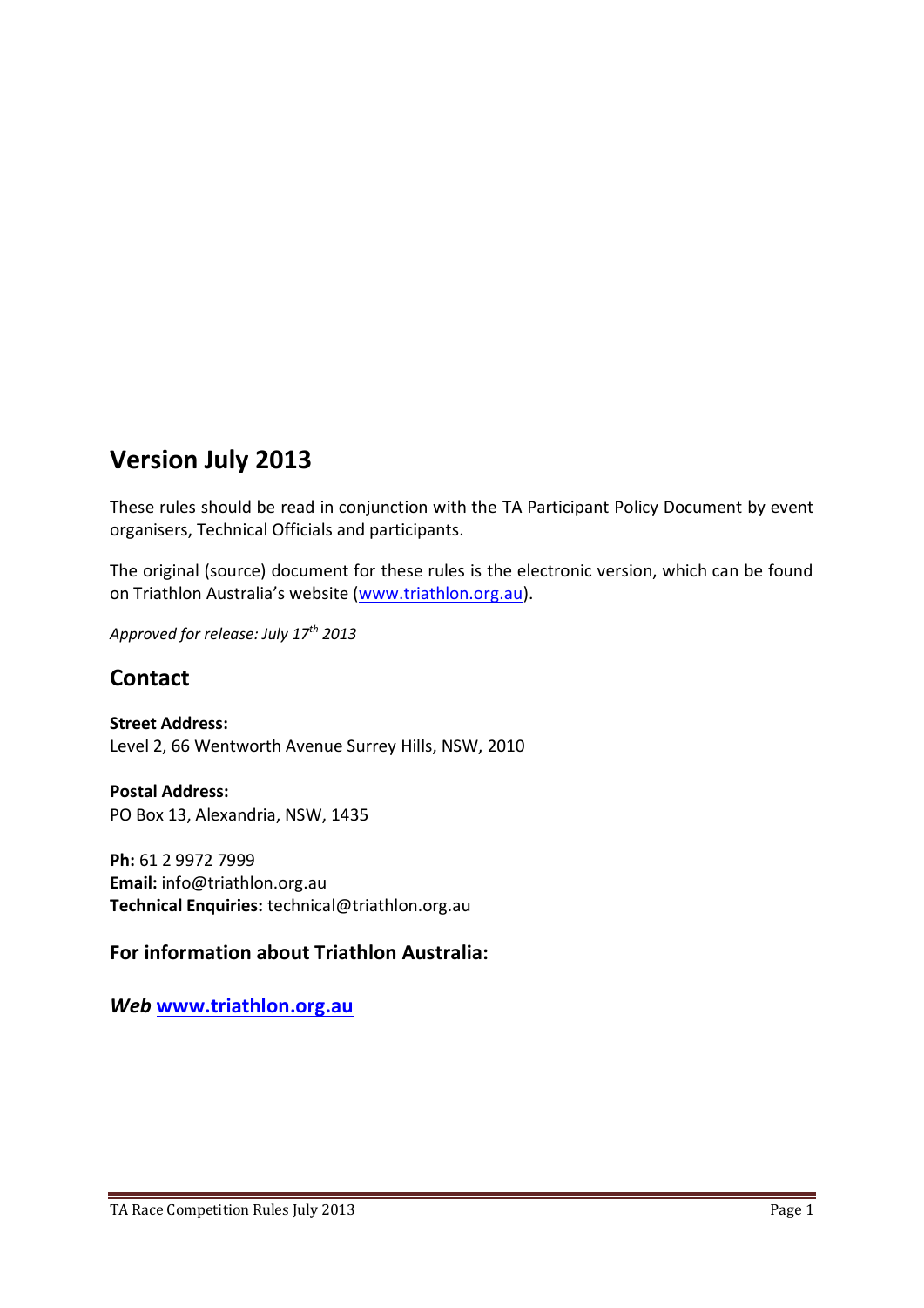## Version July 2013

These rules should be read in conjunction with the TA Participant Policy Document by event organisers, Technical Officials and participants.

The original (source) document for these rules is the electronic version, which can be found on Triathlon Australia's website (www.triathlon.org.au).

*Approved for release: July 17th 2013*

## Contact

**Street Address:**
Level 2, 66 Wentworth Avenue Surrey Hills, NSW, 2010

**Postal Address:**
PO Box 13, Alexandria, NSW, 1435

**Ph:** 61 2 9972 7999
**Email:** info@triathlon.org.au
**Technical Enquiries:** technical@triathlon.org.au

### For information about Triathlon Australia:

***Web* www.triathlon.org.au**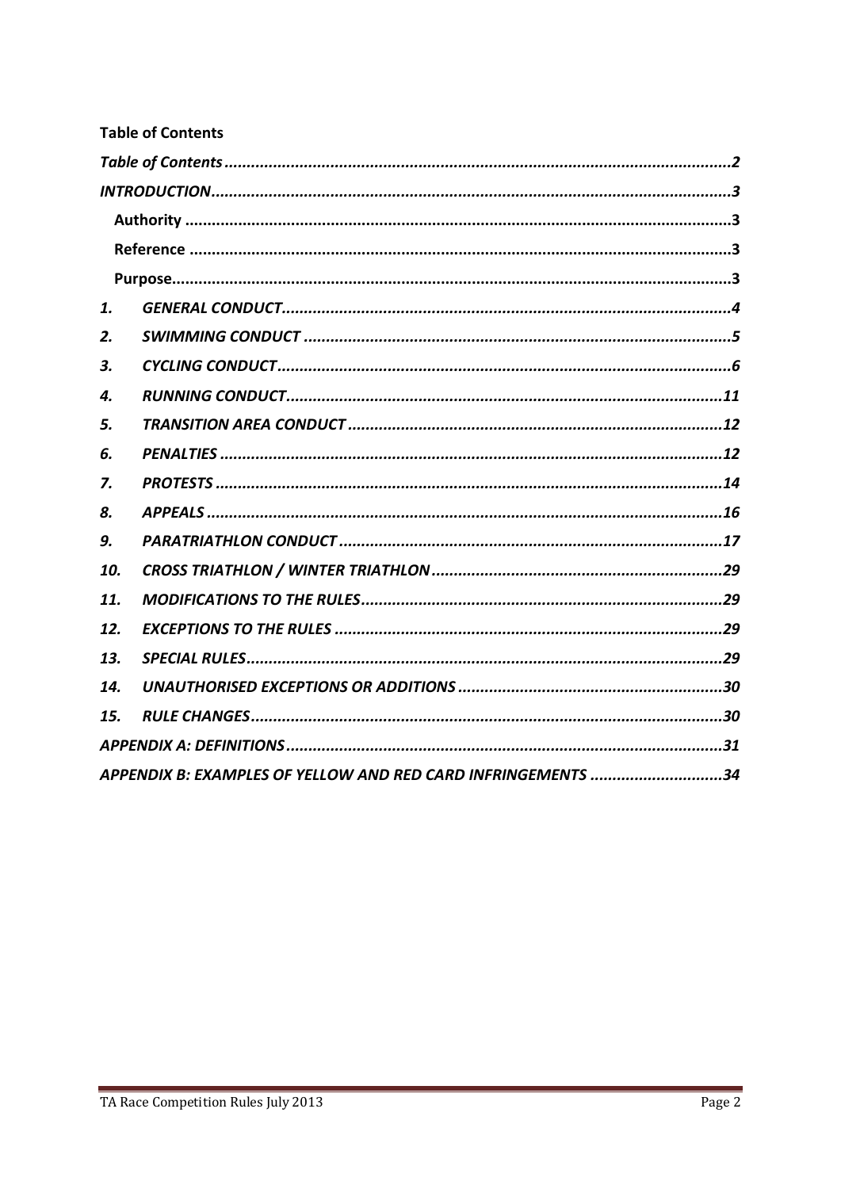**Table of Contents**

*Table of Contents* ........................................................................................................ *2*

*INTRODUCTION* ............................................................................................................ *3*

**Authority** ........................................................................................................................ **3**

**Reference** ...................................................................................................................... **3**

**Purpose** ........................................................................................................................... **3**

***1. GENERAL CONDUCT*** ............................................................................................... ***4***

***2. SWIMMING CONDUCT*** ........................................................................................... ***5***

***3. CYCLING CONDUCT*** ................................................................................................ ***6***

***4. RUNNING CONDUCT*** ............................................................................................. ***11***

***5. TRANSITION AREA CONDUCT*** ............................................................................... ***12***

***6. PENALTIES*** ............................................................................................................ ***12***

***7. PROTESTS*** ............................................................................................................. ***14***

***8. APPEALS*** ............................................................................................................... ***16***

***9. PARATRIATHLON CONDUCT*** ................................................................................. ***17***

***10. CROSS TRIATHLON / WINTER TRIATHLON*** ............................................................ ***29***

***11. MODIFICATIONS TO THE RULES*** ........................................................................... ***29***

***12. EXCEPTIONS TO THE RULES*** ................................................................................. ***29***

***13. SPECIAL RULES*** ..................................................................................................... ***29***

***14. UNAUTHORISED EXCEPTIONS OR ADDITIONS*** ..................................................... ***30***

***15. RULE CHANGES*** .................................................................................................... ***30***

***APPENDIX A: DEFINITIONS*** ........................................................................................ ***31***

***APPENDIX B: EXAMPLES OF YELLOW AND RED CARD INFRINGEMENTS*** ..................... ***34***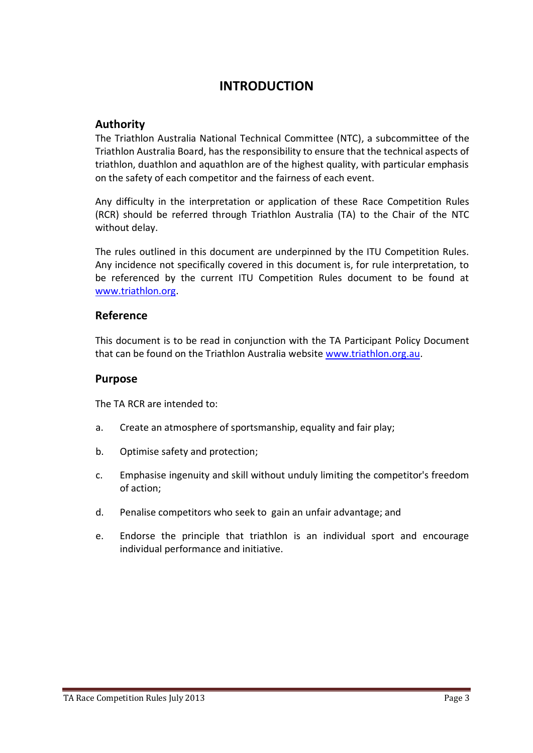# INTRODUCTION

## Authority

The Triathlon Australia National Technical Committee (NTC), a subcommittee of the Triathlon Australia Board, has the responsibility to ensure that the technical aspects of triathlon, duathlon and aquathlon are of the highest quality, with particular emphasis on the safety of each competitor and the fairness of each event.

Any difficulty in the interpretation or application of these Race Competition Rules (RCR) should be referred through Triathlon Australia (TA) to the Chair of the NTC without delay.

The rules outlined in this document are underpinned by the ITU Competition Rules. Any incidence not specifically covered in this document is, for rule interpretation, to be referenced by the current ITU Competition Rules document to be found at www.triathlon.org.

## Reference

This document is to be read in conjunction with the TA Participant Policy Document that can be found on the Triathlon Australia website www.triathlon.org.au.

## Purpose

The TA RCR are intended to:

a. Create an atmosphere of sportsmanship, equality and fair play;

b. Optimise safety and protection;

c. Emphasise ingenuity and skill without unduly limiting the competitor's freedom of action;

d. Penalise competitors who seek to gain an unfair advantage; and

e. Endorse the principle that triathlon is an individual sport and encourage individual performance and initiative.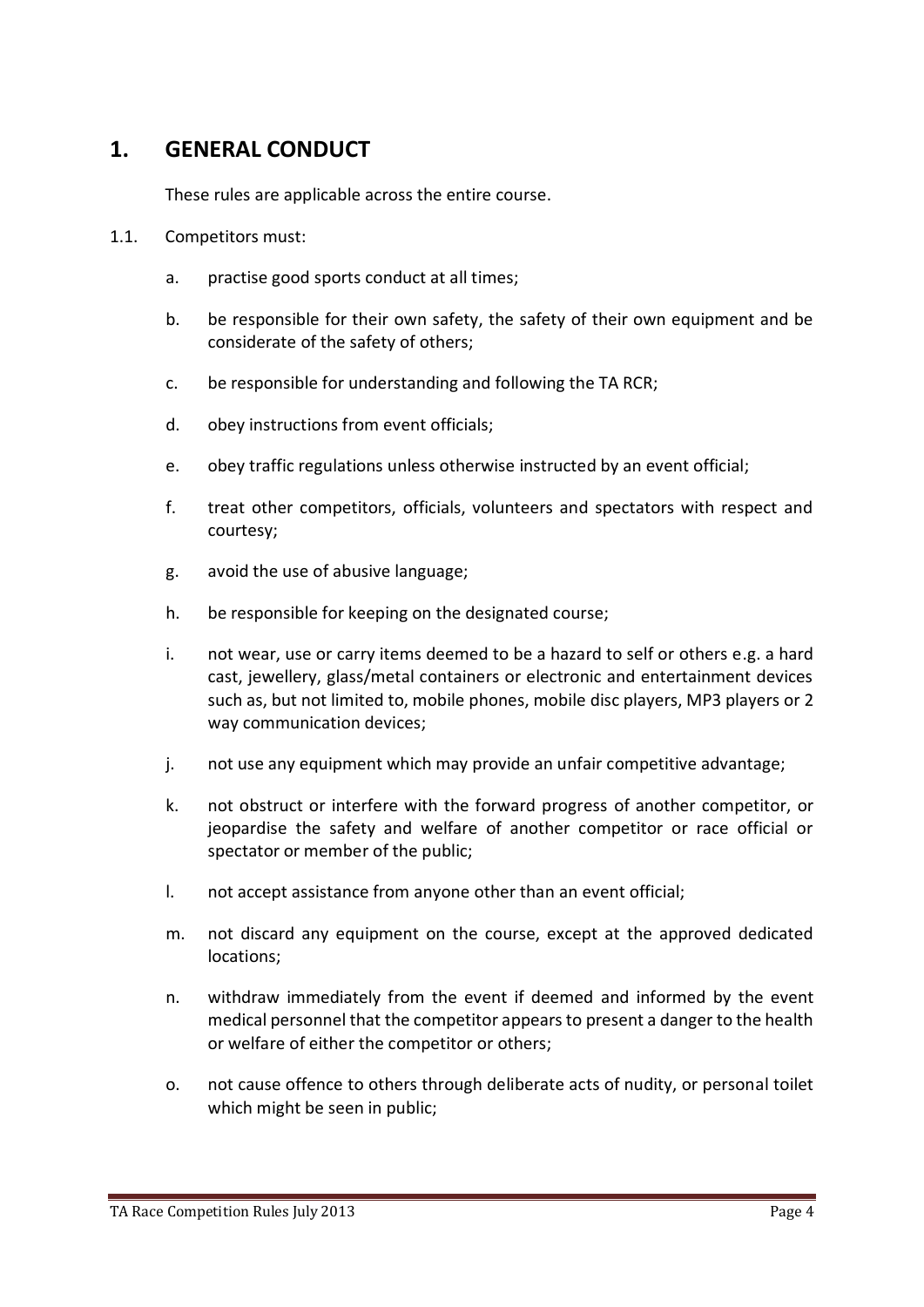## 1. GENERAL CONDUCT

These rules are applicable across the entire course.

1.1. Competitors must:

a. practise good sports conduct at all times;

b. be responsible for their own safety, the safety of their own equipment and be considerate of the safety of others;

c. be responsible for understanding and following the TA RCR;

d. obey instructions from event officials;

e. obey traffic regulations unless otherwise instructed by an event official;

f. treat other competitors, officials, volunteers and spectators with respect and courtesy;

g. avoid the use of abusive language;

h. be responsible for keeping on the designated course;

i. not wear, use or carry items deemed to be a hazard to self or others e.g. a hard cast, jewellery, glass/metal containers or electronic and entertainment devices such as, but not limited to, mobile phones, mobile disc players, MP3 players or 2 way communication devices;

j. not use any equipment which may provide an unfair competitive advantage;

k. not obstruct or interfere with the forward progress of another competitor, or jeopardise the safety and welfare of another competitor or race official or spectator or member of the public;

l. not accept assistance from anyone other than an event official;

m. not discard any equipment on the course, except at the approved dedicated locations;

n. withdraw immediately from the event if deemed and informed by the event medical personnel that the competitor appears to present a danger to the health or welfare of either the competitor or others;

o. not cause offence to others through deliberate acts of nudity, or personal toilet which might be seen in public;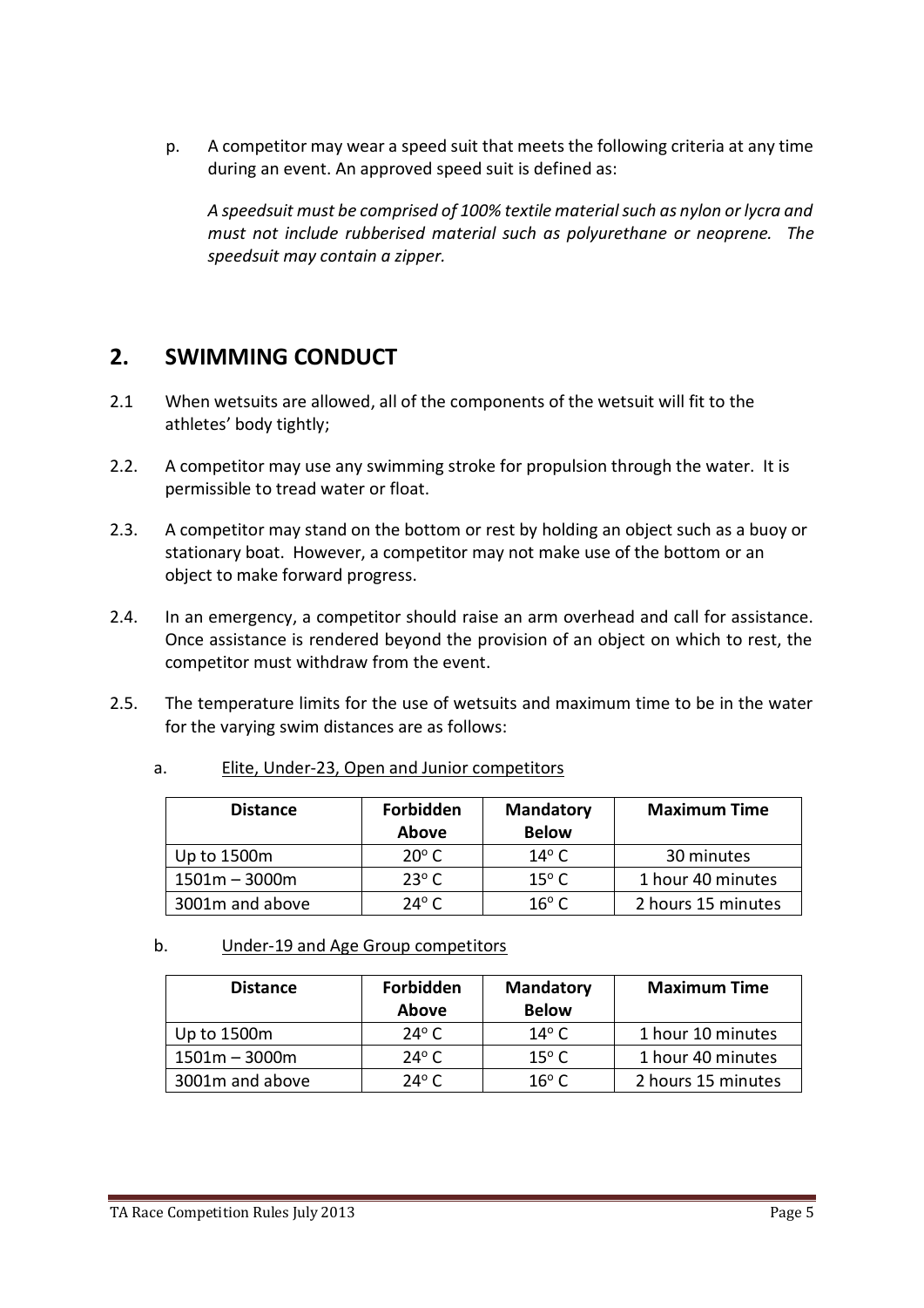p. A competitor may wear a speed suit that meets the following criteria at any time during an event. An approved speed suit is defined as:

*A speedsuit must be comprised of 100% textile material such as nylon or lycra and must not include rubberised material such as polyurethane or neoprene. The speedsuit may contain a zipper.*

## 2. SWIMMING CONDUCT

2.1 When wetsuits are allowed, all of the components of the wetsuit will fit to the athletes' body tightly;

2.2. A competitor may use any swimming stroke for propulsion through the water. It is permissible to tread water or float.

2.3. A competitor may stand on the bottom or rest by holding an object such as a buoy or stationary boat. However, a competitor may not make use of the bottom or an object to make forward progress.

2.4. In an emergency, a competitor should raise an arm overhead and call for assistance. Once assistance is rendered beyond the provision of an object on which to rest, the competitor must withdraw from the event.

2.5. The temperature limits for the use of wetsuits and maximum time to be in the water for the varying swim distances are as follows:

a. Elite, Under-23, Open and Junior competitors

| Distance | Forbidden Above | Mandatory Below | Maximum Time |
|---|---|---|---|
| Up to 1500m | 20° C | 14° C | 30 minutes |
| 1501m – 3000m | 23° C | 15° C | 1 hour 40 minutes |
| 3001m and above | 24° C | 16° C | 2 hours 15 minutes |

b. Under-19 and Age Group competitors

| Distance | Forbidden Above | Mandatory Below | Maximum Time |
|---|---|---|---|
| Up to 1500m | 24° C | 14° C | 1 hour 10 minutes |
| 1501m – 3000m | 24° C | 15° C | 1 hour 40 minutes |
| 3001m and above | 24° C | 16° C | 2 hours 15 minutes |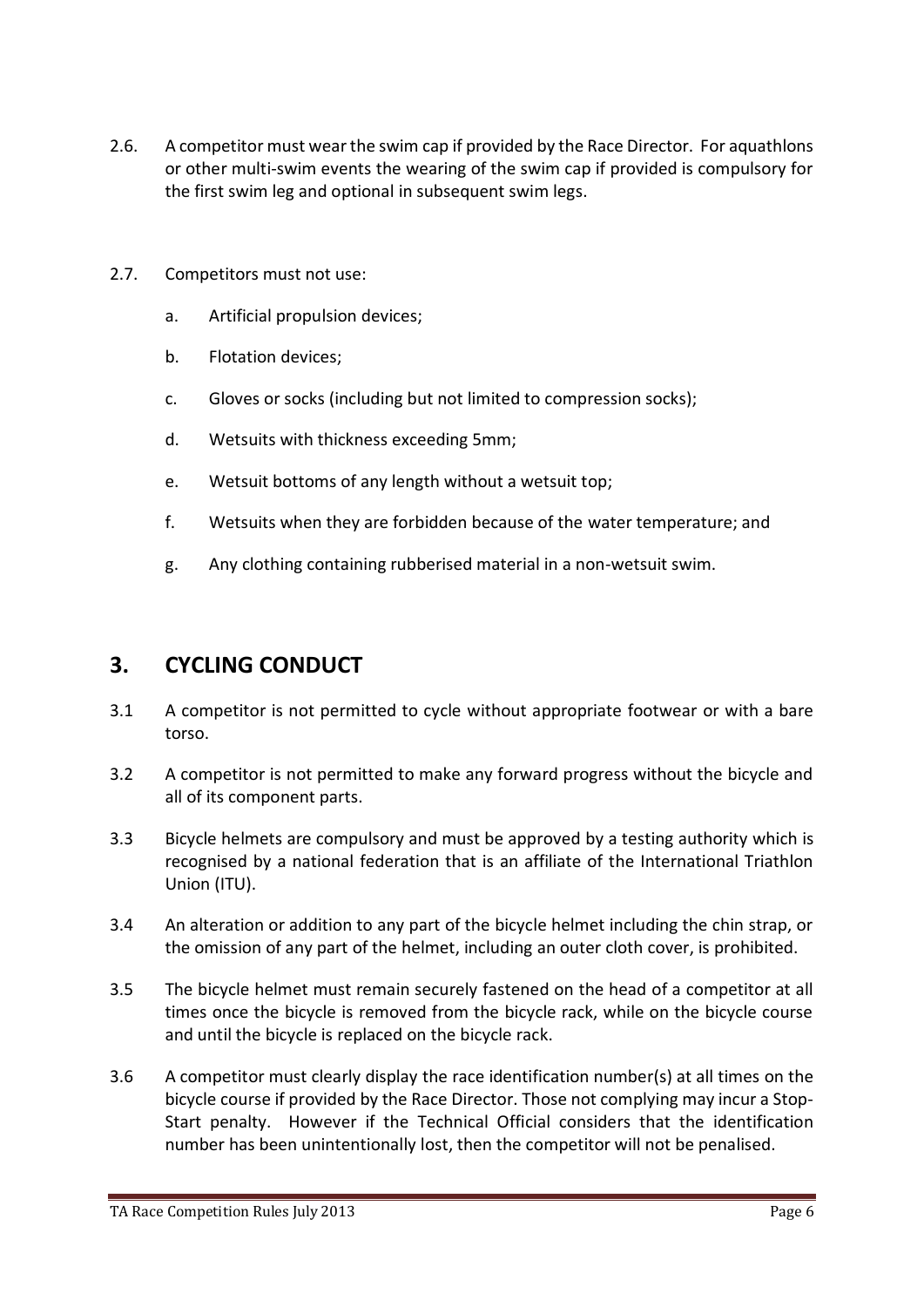2.6. A competitor must wear the swim cap if provided by the Race Director. For aquathlons or other multi-swim events the wearing of the swim cap if provided is compulsory for the first swim leg and optional in subsequent swim legs.

2.7. Competitors must not use:

a. Artificial propulsion devices;

b. Flotation devices;

c. Gloves or socks (including but not limited to compression socks);

d. Wetsuits with thickness exceeding 5mm;

e. Wetsuit bottoms of any length without a wetsuit top;

f. Wetsuits when they are forbidden because of the water temperature; and

g. Any clothing containing rubberised material in a non-wetsuit swim.

## 3. CYCLING CONDUCT

3.1 A competitor is not permitted to cycle without appropriate footwear or with a bare torso.

3.2 A competitor is not permitted to make any forward progress without the bicycle and all of its component parts.

3.3 Bicycle helmets are compulsory and must be approved by a testing authority which is recognised by a national federation that is an affiliate of the International Triathlon Union (ITU).

3.4 An alteration or addition to any part of the bicycle helmet including the chin strap, or the omission of any part of the helmet, including an outer cloth cover, is prohibited.

3.5 The bicycle helmet must remain securely fastened on the head of a competitor at all times once the bicycle is removed from the bicycle rack, while on the bicycle course and until the bicycle is replaced on the bicycle rack.

3.6 A competitor must clearly display the race identification number(s) at all times on the bicycle course if provided by the Race Director. Those not complying may incur a Stop-Start penalty. However if the Technical Official considers that the identification number has been unintentionally lost, then the competitor will not be penalised.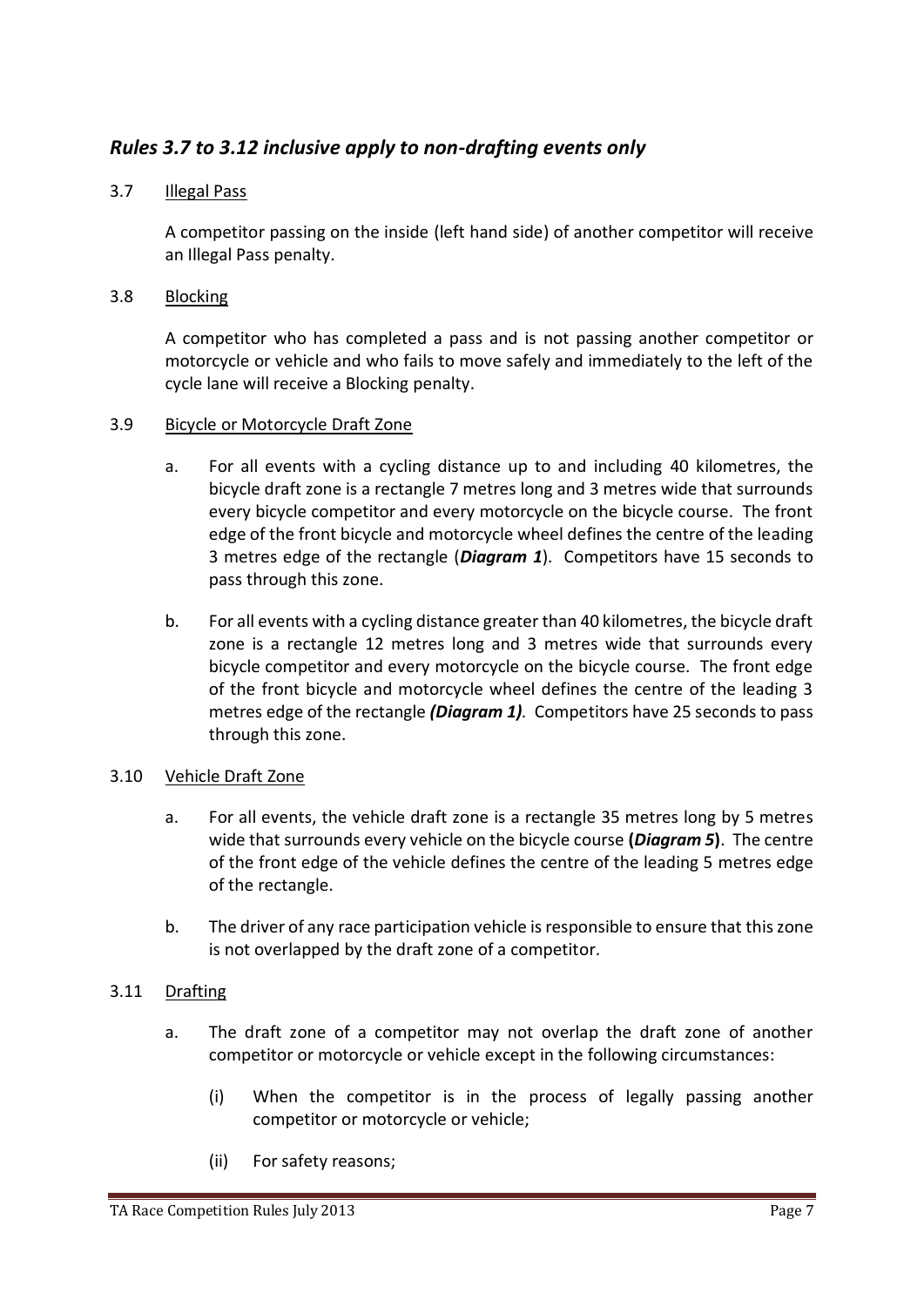## *Rules 3.7 to 3.12 inclusive apply to non-drafting events only*

3.7 Illegal Pass

A competitor passing on the inside (left hand side) of another competitor will receive an Illegal Pass penalty.

3.8 Blocking

A competitor who has completed a pass and is not passing another competitor or motorcycle or vehicle and who fails to move safely and immediately to the left of the cycle lane will receive a Blocking penalty.

3.9 Bicycle or Motorcycle Draft Zone

a. For all events with a cycling distance up to and including 40 kilometres, the bicycle draft zone is a rectangle 7 metres long and 3 metres wide that surrounds every bicycle competitor and every motorcycle on the bicycle course. The front edge of the front bicycle and motorcycle wheel defines the centre of the leading 3 metres edge of the rectangle (***Diagram 1***). Competitors have 15 seconds to pass through this zone.

b. For all events with a cycling distance greater than 40 kilometres, the bicycle draft zone is a rectangle 12 metres long and 3 metres wide that surrounds every bicycle competitor and every motorcycle on the bicycle course. The front edge of the front bicycle and motorcycle wheel defines the centre of the leading 3 metres edge of the rectangle ***(Diagram 1)***. Competitors have 25 seconds to pass through this zone.

3.10 Vehicle Draft Zone

a. For all events, the vehicle draft zone is a rectangle 35 metres long by 5 metres wide that surrounds every vehicle on the bicycle course **(*Diagram 5*)**. The centre of the front edge of the vehicle defines the centre of the leading 5 metres edge of the rectangle.

b. The driver of any race participation vehicle is responsible to ensure that this zone is not overlapped by the draft zone of a competitor.

3.11 Drafting

a. The draft zone of a competitor may not overlap the draft zone of another competitor or motorcycle or vehicle except in the following circumstances:

   (i) When the competitor is in the process of legally passing another competitor or motorcycle or vehicle;

   (ii) For safety reasons;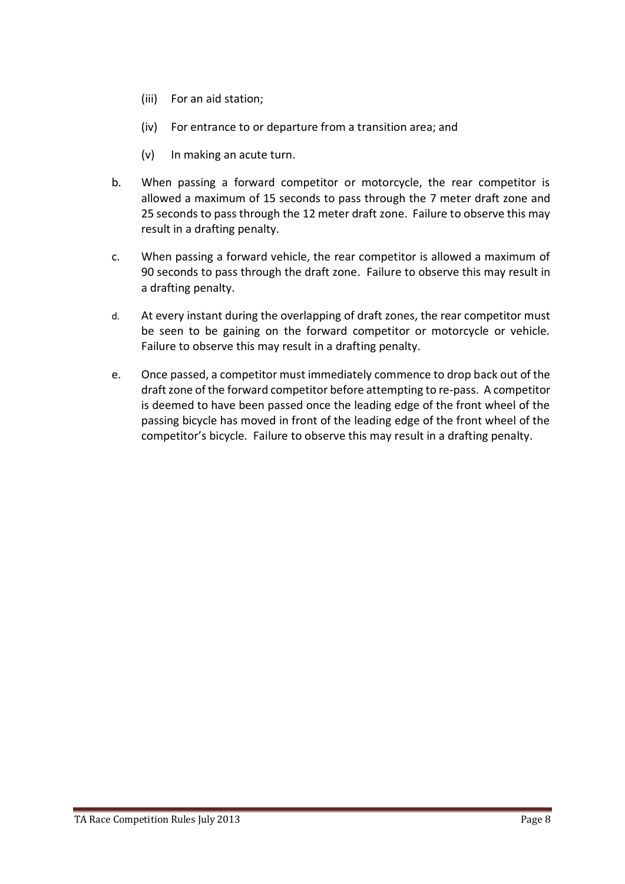(iii) For an aid station;

(iv) For entrance to or departure from a transition area; and

(v) In making an acute turn.

b. When passing a forward competitor or motorcycle, the rear competitor is allowed a maximum of 15 seconds to pass through the 7 meter draft zone and 25 seconds to pass through the 12 meter draft zone. Failure to observe this may result in a drafting penalty.

c. When passing a forward vehicle, the rear competitor is allowed a maximum of 90 seconds to pass through the draft zone. Failure to observe this may result in a drafting penalty.

d. At every instant during the overlapping of draft zones, the rear competitor must be seen to be gaining on the forward competitor or motorcycle or vehicle. Failure to observe this may result in a drafting penalty.

e. Once passed, a competitor must immediately commence to drop back out of the draft zone of the forward competitor before attempting to re-pass. A competitor is deemed to have been passed once the leading edge of the front wheel of the passing bicycle has moved in front of the leading edge of the front wheel of the competitor's bicycle. Failure to observe this may result in a drafting penalty.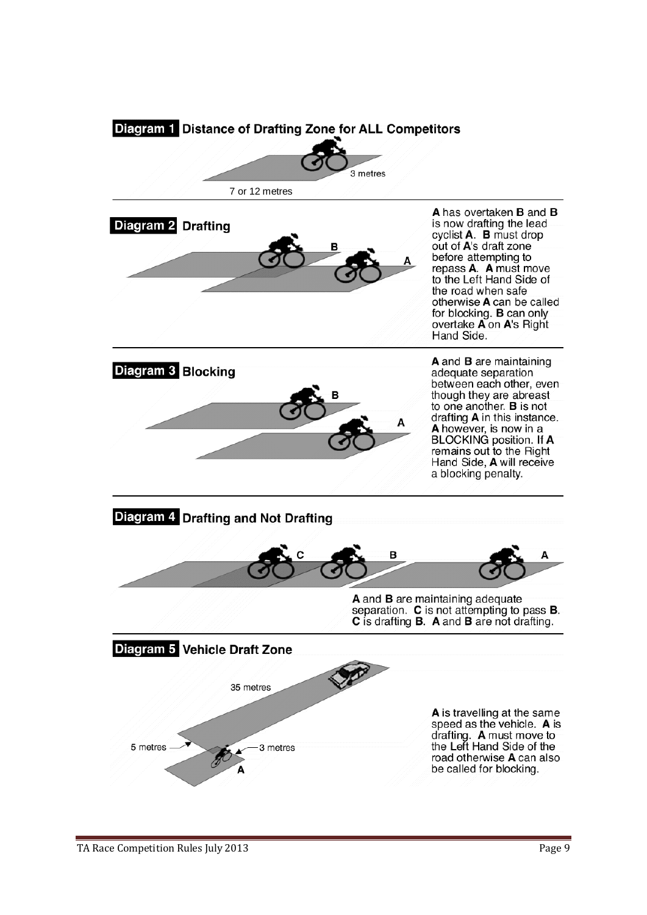## Diagram 1 Distance of Drafting Zone for ALL Competitors

3 metres

7 or 12 metres

## Diagram 2 Drafting

B

A

**A** has overtaken **B** and **B** is now drafting the lead cyclist **A**. **B** must drop out of **A**'s draft zone before attempting to repass **A**. **A** must move to the Left Hand Side of the road when safe otherwise **A** can be called for blocking. **B** can only overtake **A** on **A**'s Right Hand Side.

## Diagram 3 Blocking

B

A

**A** and **B** are maintaining adequate separation between each other, even though they are abreast to one another. **B** is not drafting **A** in this instance. **A** however, is now in a BLOCKING position. If **A** remains out to the Right Hand Side, **A** will receive a blocking penalty.

## Diagram 4 Drafting and Not Drafting

C B A

**A** and **B** are maintaining adequate separation. **C** is not attempting to pass **B**. **C** is drafting **B**. **A** and **B** are not drafting.

## Diagram 5 Vehicle Draft Zone

35 metres

5 metres

3 metres

A

**A** is travelling at the same speed as the vehicle. **A** is drafting. **A** must move to the Left Hand Side of the road otherwise **A** can also be called for blocking.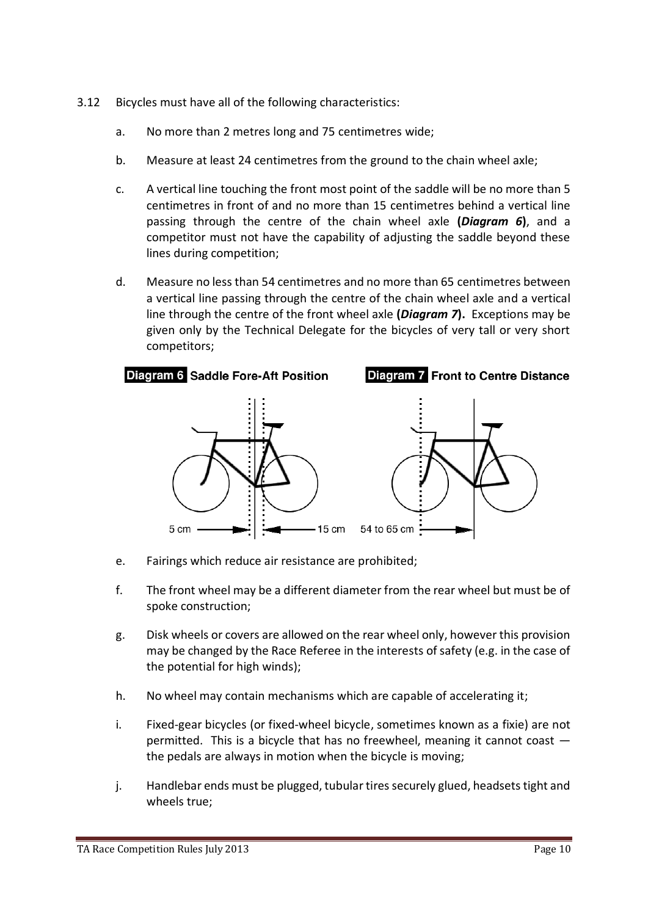3.12 Bicycles must have all of the following characteristics:

a. No more than 2 metres long and 75 centimetres wide;

b. Measure at least 24 centimetres from the ground to the chain wheel axle;

c. A vertical line touching the front most point of the saddle will be no more than 5 centimetres in front of and no more than 15 centimetres behind a vertical line passing through the centre of the chain wheel axle **(*Diagram 6*)**, and a competitor must not have the capability of adjusting the saddle beyond these lines during competition;

d. Measure no less than 54 centimetres and no more than 65 centimetres between a vertical line passing through the centre of the chain wheel axle and a vertical line through the centre of the front wheel axle **(*Diagram 7*).** Exceptions may be given only by the Technical Delegate for the bicycles of very tall or very short competitors;

**Diagram 6** Saddle Fore-Aft Position

5 cm

15 cm

**Diagram 7** Front to Centre Distance

54 to 65 cm

e. Fairings which reduce air resistance are prohibited;

f. The front wheel may be a different diameter from the rear wheel but must be of spoke construction;

g. Disk wheels or covers are allowed on the rear wheel only, however this provision may be changed by the Race Referee in the interests of safety (e.g. in the case of the potential for high winds);

h. No wheel may contain mechanisms which are capable of accelerating it;

i. Fixed-gear bicycles (or fixed-wheel bicycle, sometimes known as a fixie) are not permitted. This is a bicycle that has no freewheel, meaning it cannot coast — the pedals are always in motion when the bicycle is moving;

j. Handlebar ends must be plugged, tubular tires securely glued, headsets tight and wheels true;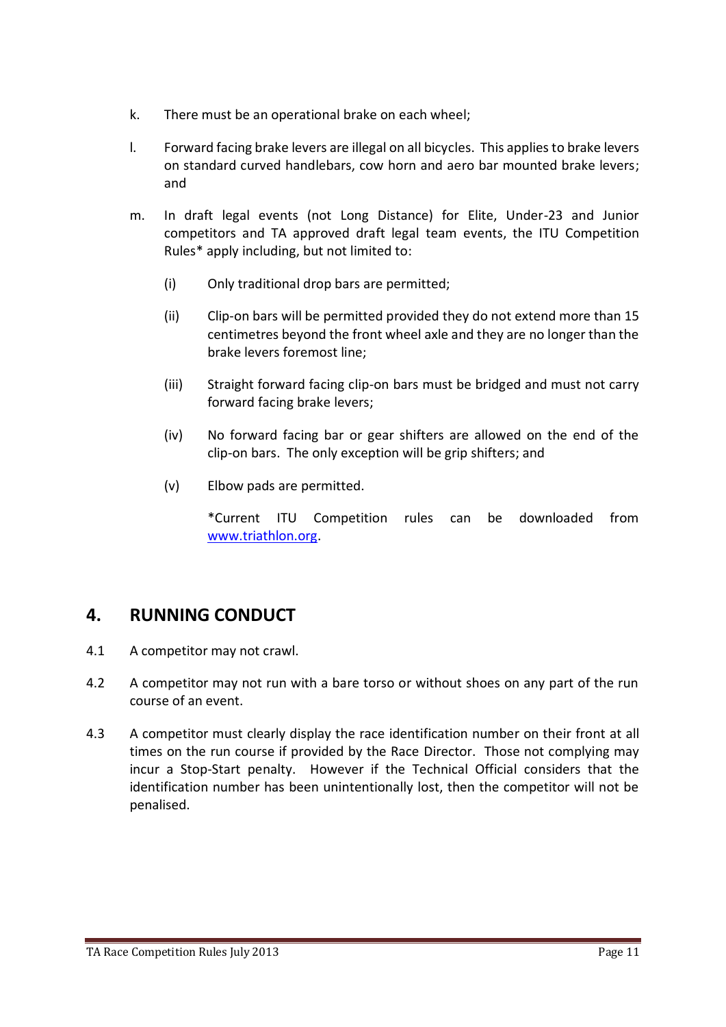k. There must be an operational brake on each wheel;

l. Forward facing brake levers are illegal on all bicycles. This applies to brake levers on standard curved handlebars, cow horn and aero bar mounted brake levers; and

m. In draft legal events (not Long Distance) for Elite, Under-23 and Junior competitors and TA approved draft legal team events, the ITU Competition Rules* apply including, but not limited to:

   (i) Only traditional drop bars are permitted;

   (ii) Clip-on bars will be permitted provided they do not extend more than 15 centimetres beyond the front wheel axle and they are no longer than the brake levers foremost line;

   (iii) Straight forward facing clip-on bars must be bridged and must not carry forward facing brake levers;

   (iv) No forward facing bar or gear shifters are allowed on the end of the clip-on bars. The only exception will be grip shifters; and

   (v) Elbow pads are permitted.

   *Current ITU Competition rules can be downloaded from www.triathlon.org.

## 4. RUNNING CONDUCT

4.1 A competitor may not crawl.

4.2 A competitor may not run with a bare torso or without shoes on any part of the run course of an event.

4.3 A competitor must clearly display the race identification number on their front at all times on the run course if provided by the Race Director. Those not complying may incur a Stop-Start penalty. However if the Technical Official considers that the identification number has been unintentionally lost, then the competitor will not be penalised.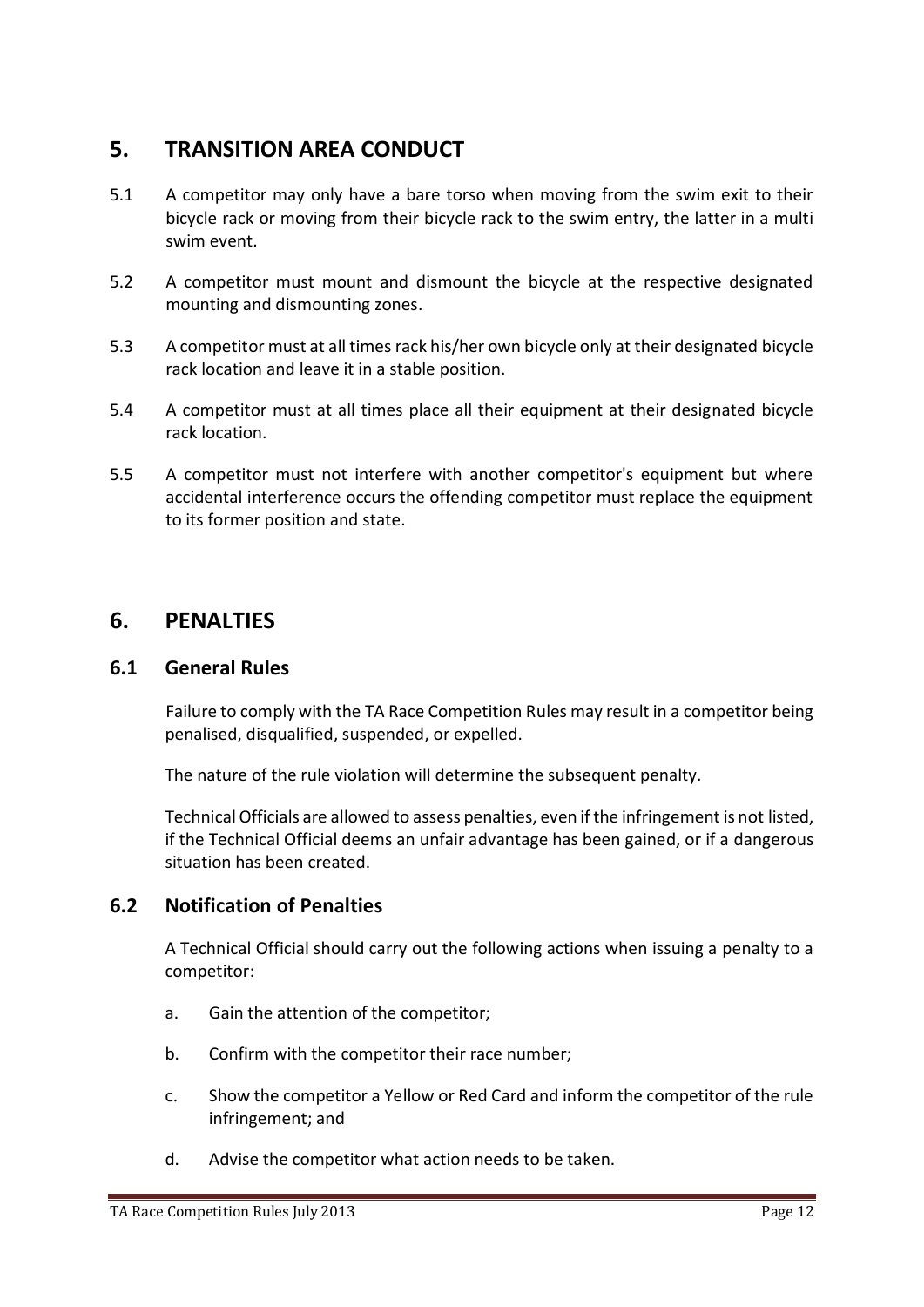## 5. TRANSITION AREA CONDUCT

5.1 A competitor may only have a bare torso when moving from the swim exit to their bicycle rack or moving from their bicycle rack to the swim entry, the latter in a multi swim event.

5.2 A competitor must mount and dismount the bicycle at the respective designated mounting and dismounting zones.

5.3 A competitor must at all times rack his/her own bicycle only at their designated bicycle rack location and leave it in a stable position.

5.4 A competitor must at all times place all their equipment at their designated bicycle rack location.

5.5 A competitor must not interfere with another competitor's equipment but where accidental interference occurs the offending competitor must replace the equipment to its former position and state.

## 6. PENALTIES

### 6.1 General Rules

Failure to comply with the TA Race Competition Rules may result in a competitor being penalised, disqualified, suspended, or expelled.

The nature of the rule violation will determine the subsequent penalty.

Technical Officials are allowed to assess penalties, even if the infringement is not listed, if the Technical Official deems an unfair advantage has been gained, or if a dangerous situation has been created.

### 6.2 Notification of Penalties

A Technical Official should carry out the following actions when issuing a penalty to a competitor:

a. Gain the attention of the competitor;

b. Confirm with the competitor their race number;

c. Show the competitor a Yellow or Red Card and inform the competitor of the rule infringement; and

d. Advise the competitor what action needs to be taken.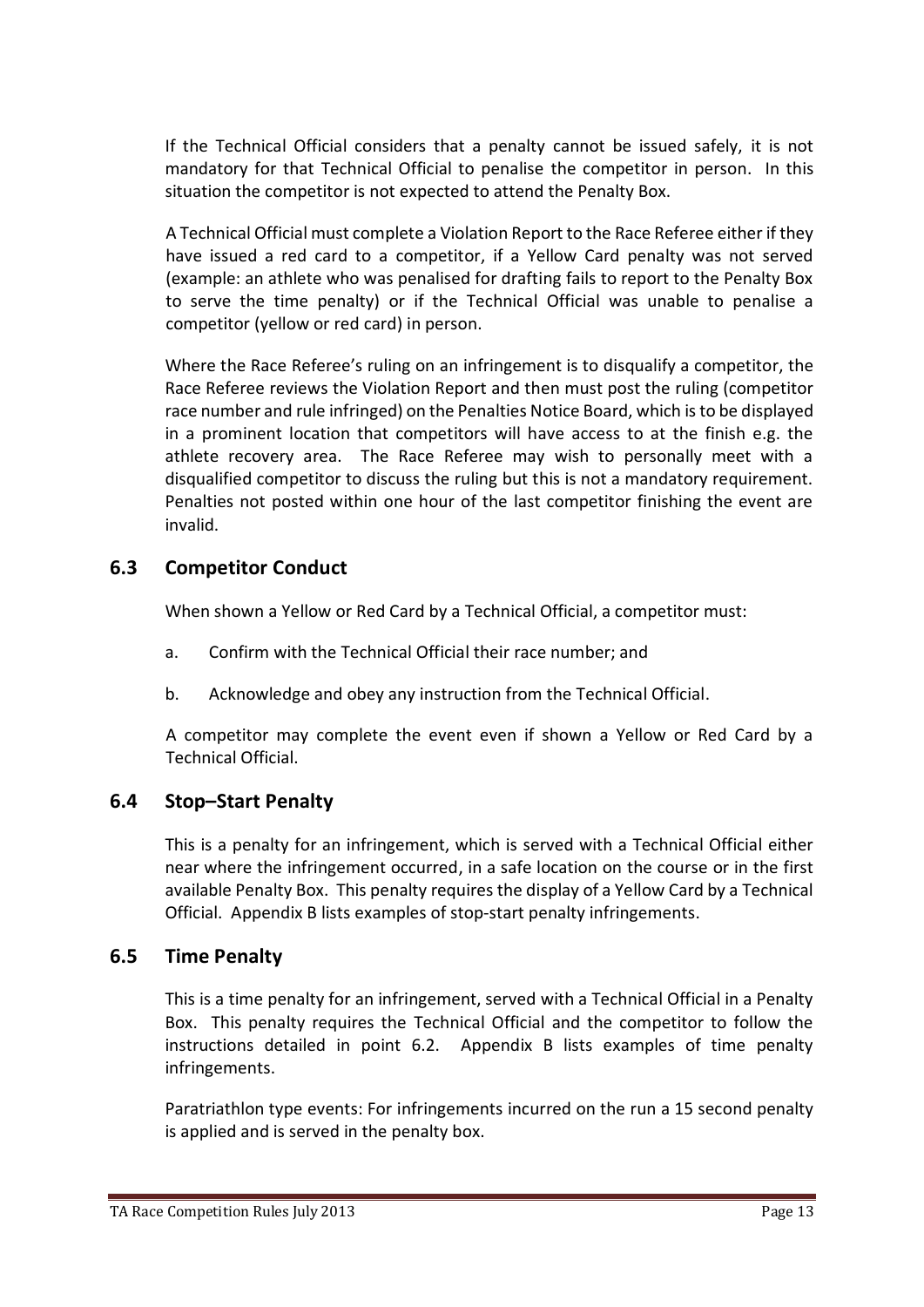If the Technical Official considers that a penalty cannot be issued safely, it is not mandatory for that Technical Official to penalise the competitor in person. In this situation the competitor is not expected to attend the Penalty Box.

A Technical Official must complete a Violation Report to the Race Referee either if they have issued a red card to a competitor, if a Yellow Card penalty was not served (example: an athlete who was penalised for drafting fails to report to the Penalty Box to serve the time penalty) or if the Technical Official was unable to penalise a competitor (yellow or red card) in person.

Where the Race Referee's ruling on an infringement is to disqualify a competitor, the Race Referee reviews the Violation Report and then must post the ruling (competitor race number and rule infringed) on the Penalties Notice Board, which is to be displayed in a prominent location that competitors will have access to at the finish e.g. the athlete recovery area. The Race Referee may wish to personally meet with a disqualified competitor to discuss the ruling but this is not a mandatory requirement. Penalties not posted within one hour of the last competitor finishing the event are invalid.

## 6.3 Competitor Conduct

When shown a Yellow or Red Card by a Technical Official, a competitor must:

a. Confirm with the Technical Official their race number; and

b. Acknowledge and obey any instruction from the Technical Official.

A competitor may complete the event even if shown a Yellow or Red Card by a Technical Official.

## 6.4 Stop–Start Penalty

This is a penalty for an infringement, which is served with a Technical Official either near where the infringement occurred, in a safe location on the course or in the first available Penalty Box. This penalty requires the display of a Yellow Card by a Technical Official. Appendix B lists examples of stop-start penalty infringements.

## 6.5 Time Penalty

This is a time penalty for an infringement, served with a Technical Official in a Penalty Box. This penalty requires the Technical Official and the competitor to follow the instructions detailed in point 6.2. Appendix B lists examples of time penalty infringements.

Paratriathlon type events: For infringements incurred on the run a 15 second penalty is applied and is served in the penalty box.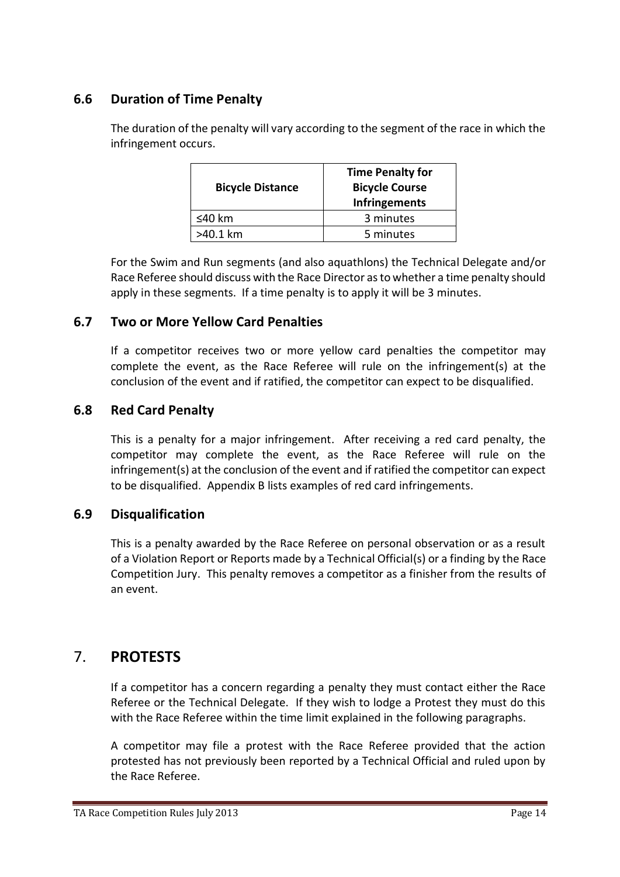### 6.6 Duration of Time Penalty

The duration of the penalty will vary according to the segment of the race in which the infringement occurs.

| Bicycle Distance | Time Penalty for Bicycle Course Infringements |
|---|---|
| ≤40 km | 3 minutes |
| >40.1 km | 5 minutes |

For the Swim and Run segments (and also aquathlons) the Technical Delegate and/or Race Referee should discuss with the Race Director as to whether a time penalty should apply in these segments. If a time penalty is to apply it will be 3 minutes.

### 6.7 Two or More Yellow Card Penalties

If a competitor receives two or more yellow card penalties the competitor may complete the event, as the Race Referee will rule on the infringement(s) at the conclusion of the event and if ratified, the competitor can expect to be disqualified.

### 6.8 Red Card Penalty

This is a penalty for a major infringement. After receiving a red card penalty, the competitor may complete the event, as the Race Referee will rule on the infringement(s) at the conclusion of the event and if ratified the competitor can expect to be disqualified. Appendix B lists examples of red card infringements.

### 6.9 Disqualification

This is a penalty awarded by the Race Referee on personal observation or as a result of a Violation Report or Reports made by a Technical Official(s) or a finding by the Race Competition Jury. This penalty removes a competitor as a finisher from the results of an event.

## 7. PROTESTS

If a competitor has a concern regarding a penalty they must contact either the Race Referee or the Technical Delegate. If they wish to lodge a Protest they must do this with the Race Referee within the time limit explained in the following paragraphs.

A competitor may file a protest with the Race Referee provided that the action protested has not previously been reported by a Technical Official and ruled upon by the Race Referee.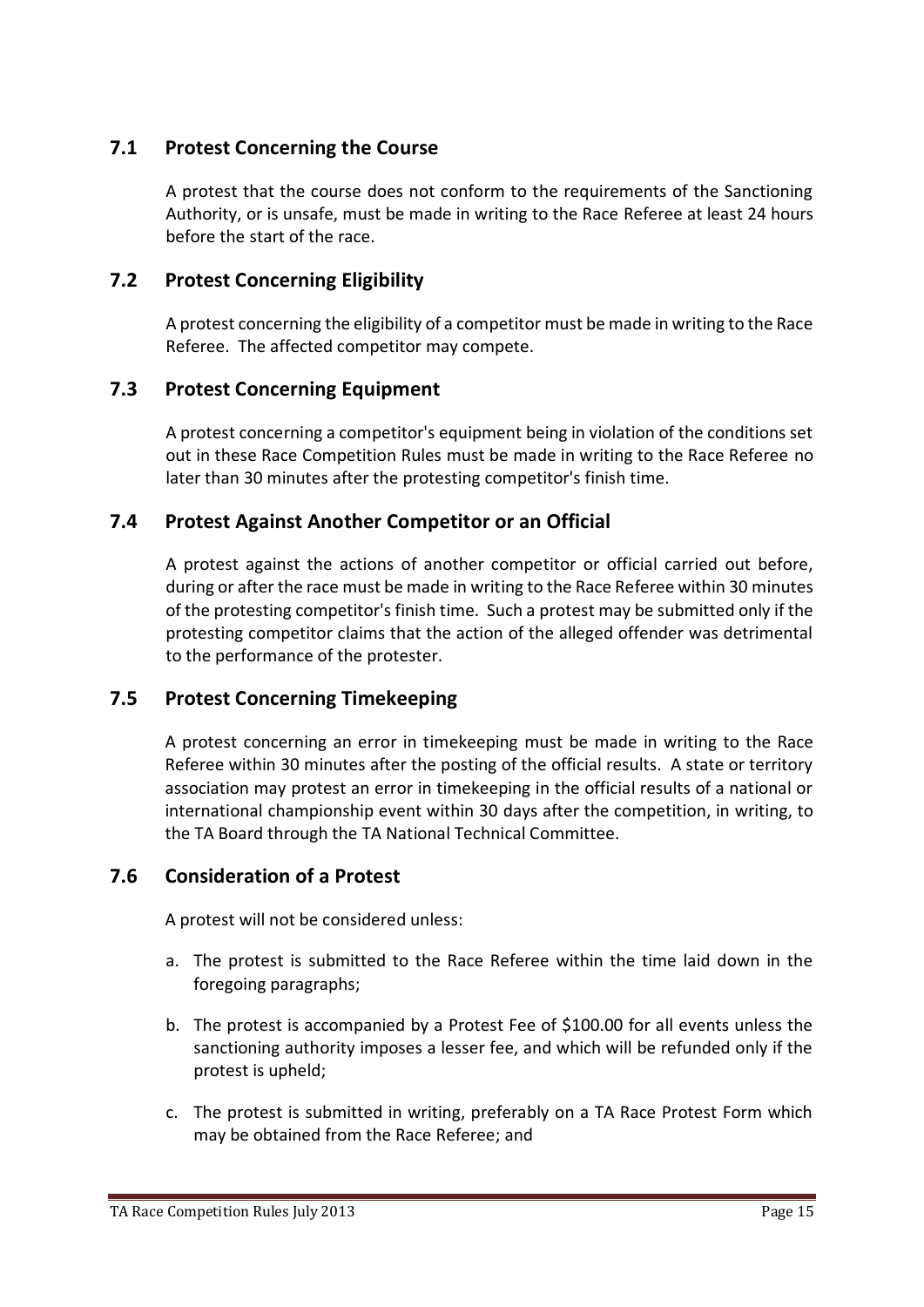## 7.1 Protest Concerning the Course

A protest that the course does not conform to the requirements of the Sanctioning Authority, or is unsafe, must be made in writing to the Race Referee at least 24 hours before the start of the race.

## 7.2 Protest Concerning Eligibility

A protest concerning the eligibility of a competitor must be made in writing to the Race Referee. The affected competitor may compete.

## 7.3 Protest Concerning Equipment

A protest concerning a competitor's equipment being in violation of the conditions set out in these Race Competition Rules must be made in writing to the Race Referee no later than 30 minutes after the protesting competitor's finish time.

## 7.4 Protest Against Another Competitor or an Official

A protest against the actions of another competitor or official carried out before, during or after the race must be made in writing to the Race Referee within 30 minutes of the protesting competitor's finish time. Such a protest may be submitted only if the protesting competitor claims that the action of the alleged offender was detrimental to the performance of the protester.

## 7.5 Protest Concerning Timekeeping

A protest concerning an error in timekeeping must be made in writing to the Race Referee within 30 minutes after the posting of the official results. A state or territory association may protest an error in timekeeping in the official results of a national or international championship event within 30 days after the competition, in writing, to the TA Board through the TA National Technical Committee.

## 7.6 Consideration of a Protest

A protest will not be considered unless:

a. The protest is submitted to the Race Referee within the time laid down in the foregoing paragraphs;

b. The protest is accompanied by a Protest Fee of $100.00 for all events unless the sanctioning authority imposes a lesser fee, and which will be refunded only if the protest is upheld;

c. The protest is submitted in writing, preferably on a TA Race Protest Form which may be obtained from the Race Referee; and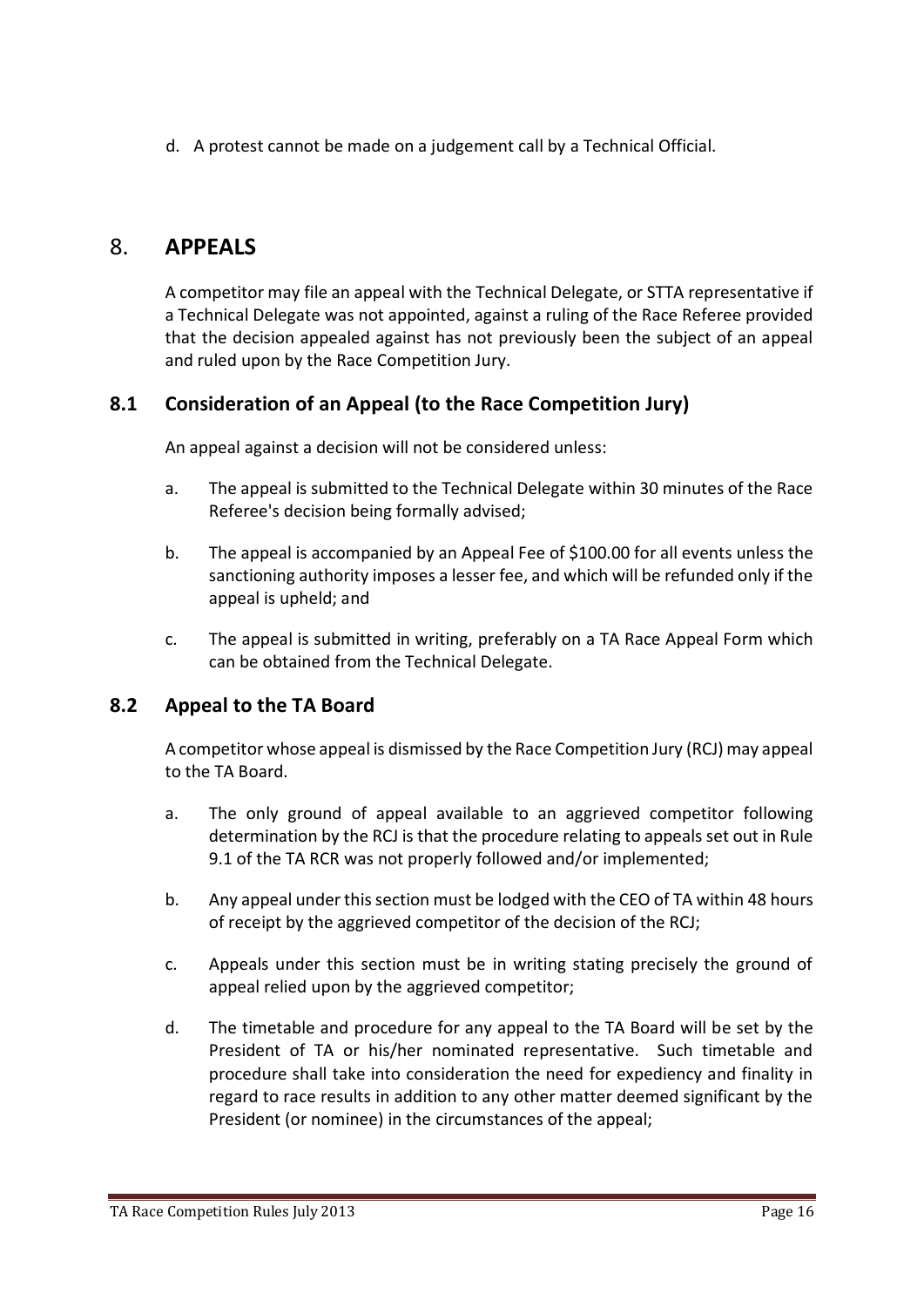d. A protest cannot be made on a judgement call by a Technical Official.

## 8. APPEALS

A competitor may file an appeal with the Technical Delegate, or STTA representative if a Technical Delegate was not appointed, against a ruling of the Race Referee provided that the decision appealed against has not previously been the subject of an appeal and ruled upon by the Race Competition Jury.

### 8.1 Consideration of an Appeal (to the Race Competition Jury)

An appeal against a decision will not be considered unless:

a. The appeal is submitted to the Technical Delegate within 30 minutes of the Race Referee's decision being formally advised;

b. The appeal is accompanied by an Appeal Fee of $100.00 for all events unless the sanctioning authority imposes a lesser fee, and which will be refunded only if the appeal is upheld; and

c. The appeal is submitted in writing, preferably on a TA Race Appeal Form which can be obtained from the Technical Delegate.

### 8.2 Appeal to the TA Board

A competitor whose appeal is dismissed by the Race Competition Jury (RCJ) may appeal to the TA Board.

a. The only ground of appeal available to an aggrieved competitor following determination by the RCJ is that the procedure relating to appeals set out in Rule 9.1 of the TA RCR was not properly followed and/or implemented;

b. Any appeal under this section must be lodged with the CEO of TA within 48 hours of receipt by the aggrieved competitor of the decision of the RCJ;

c. Appeals under this section must be in writing stating precisely the ground of appeal relied upon by the aggrieved competitor;

d. The timetable and procedure for any appeal to the TA Board will be set by the President of TA or his/her nominated representative. Such timetable and procedure shall take into consideration the need for expediency and finality in regard to race results in addition to any other matter deemed significant by the President (or nominee) in the circumstances of the appeal;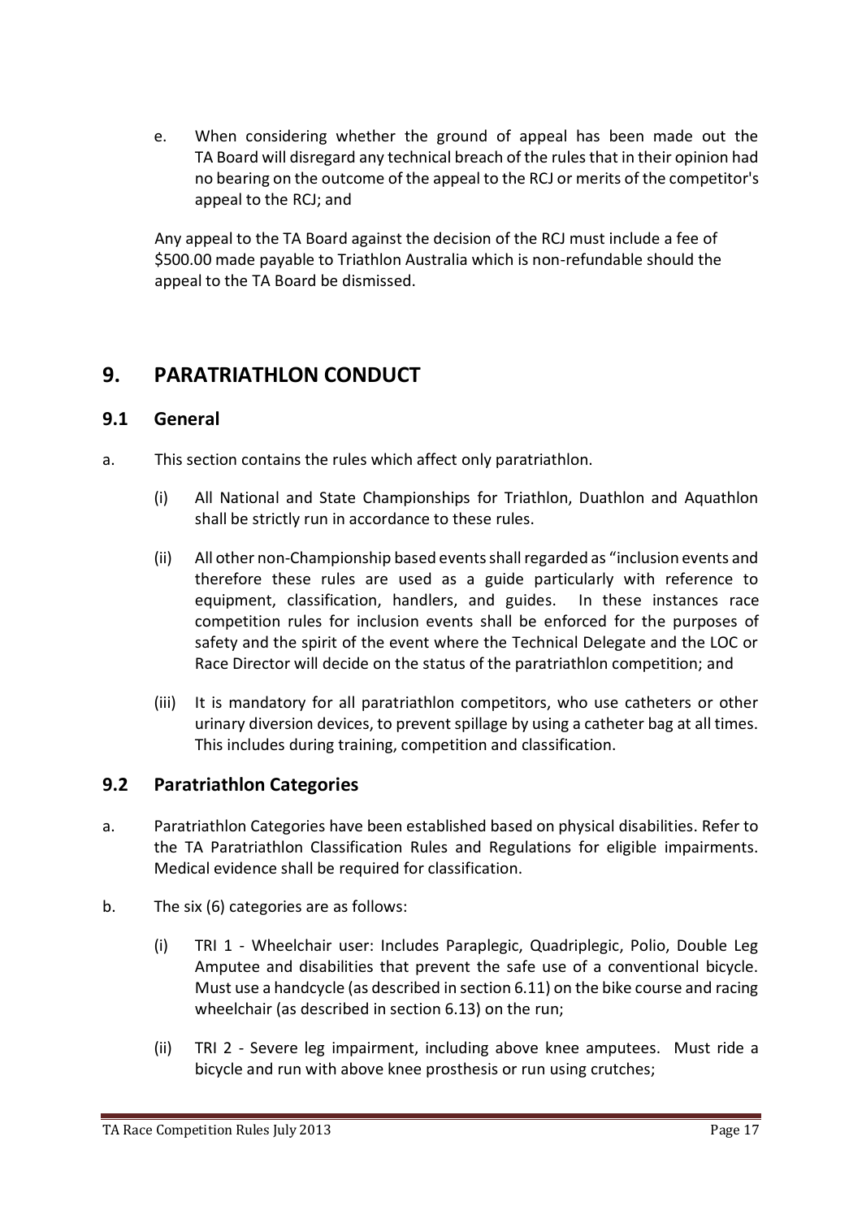e. When considering whether the ground of appeal has been made out the TA Board will disregard any technical breach of the rules that in their opinion had no bearing on the outcome of the appeal to the RCJ or merits of the competitor's appeal to the RCJ; and

Any appeal to the TA Board against the decision of the RCJ must include a fee of $500.00 made payable to Triathlon Australia which is non-refundable should the appeal to the TA Board be dismissed.

# 9. PARATRIATHLON CONDUCT

## 9.1 General

a. This section contains the rules which affect only paratriathlon.

   (i) All National and State Championships for Triathlon, Duathlon and Aquathlon shall be strictly run in accordance to these rules.

   (ii) All other non-Championship based events shall regarded as "inclusion events and therefore these rules are used as a guide particularly with reference to equipment, classification, handlers, and guides. In these instances race competition rules for inclusion events shall be enforced for the purposes of safety and the spirit of the event where the Technical Delegate and the LOC or Race Director will decide on the status of the paratriathlon competition; and

   (iii) It is mandatory for all paratriathlon competitors, who use catheters or other urinary diversion devices, to prevent spillage by using a catheter bag at all times. This includes during training, competition and classification.

## 9.2 Paratriathlon Categories

a. Paratriathlon Categories have been established based on physical disabilities. Refer to the TA Paratriathlon Classification Rules and Regulations for eligible impairments. Medical evidence shall be required for classification.

b. The six (6) categories are as follows:

   (i) TRI 1 - Wheelchair user: Includes Paraplegic, Quadriplegic, Polio, Double Leg Amputee and disabilities that prevent the safe use of a conventional bicycle. Must use a handcycle (as described in section 6.11) on the bike course and racing wheelchair (as described in section 6.13) on the run;

   (ii) TRI 2 - Severe leg impairment, including above knee amputees. Must ride a bicycle and run with above knee prosthesis or run using crutches;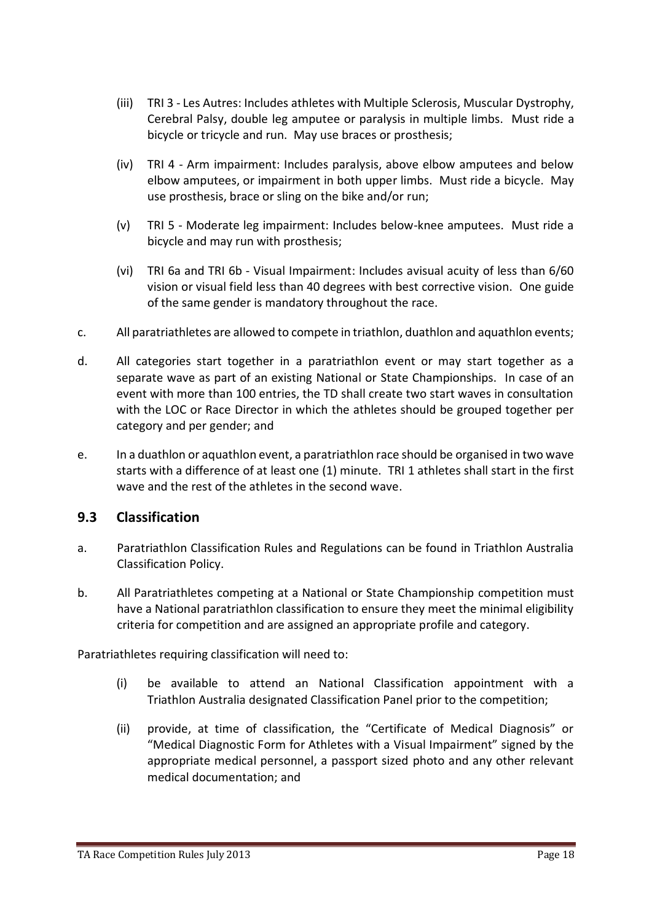(iii) TRI 3 - Les Autres: Includes athletes with Multiple Sclerosis, Muscular Dystrophy, Cerebral Palsy, double leg amputee or paralysis in multiple limbs. Must ride a bicycle or tricycle and run. May use braces or prosthesis;

(iv) TRI 4 - Arm impairment: Includes paralysis, above elbow amputees and below elbow amputees, or impairment in both upper limbs. Must ride a bicycle. May use prosthesis, brace or sling on the bike and/or run;

(v) TRI 5 - Moderate leg impairment: Includes below-knee amputees. Must ride a bicycle and may run with prosthesis;

(vi) TRI 6a and TRI 6b - Visual Impairment: Includes avisual acuity of less than 6/60 vision or visual field less than 40 degrees with best corrective vision. One guide of the same gender is mandatory throughout the race.

c. All paratriathletes are allowed to compete in triathlon, duathlon and aquathlon events;

d. All categories start together in a paratriathlon event or may start together as a separate wave as part of an existing National or State Championships. In case of an event with more than 100 entries, the TD shall create two start waves in consultation with the LOC or Race Director in which the athletes should be grouped together per category and per gender; and

e. In a duathlon or aquathlon event, a paratriathlon race should be organised in two wave starts with a difference of at least one (1) minute. TRI 1 athletes shall start in the first wave and the rest of the athletes in the second wave.

## 9.3 Classification

a. Paratriathlon Classification Rules and Regulations can be found in Triathlon Australia Classification Policy.

b. All Paratriathletes competing at a National or State Championship competition must have a National paratriathlon classification to ensure they meet the minimal eligibility criteria for competition and are assigned an appropriate profile and category.

Paratriathletes requiring classification will need to:

(i) be available to attend an National Classification appointment with a Triathlon Australia designated Classification Panel prior to the competition;

(ii) provide, at time of classification, the "Certificate of Medical Diagnosis" or "Medical Diagnostic Form for Athletes with a Visual Impairment" signed by the appropriate medical personnel, a passport sized photo and any other relevant medical documentation; and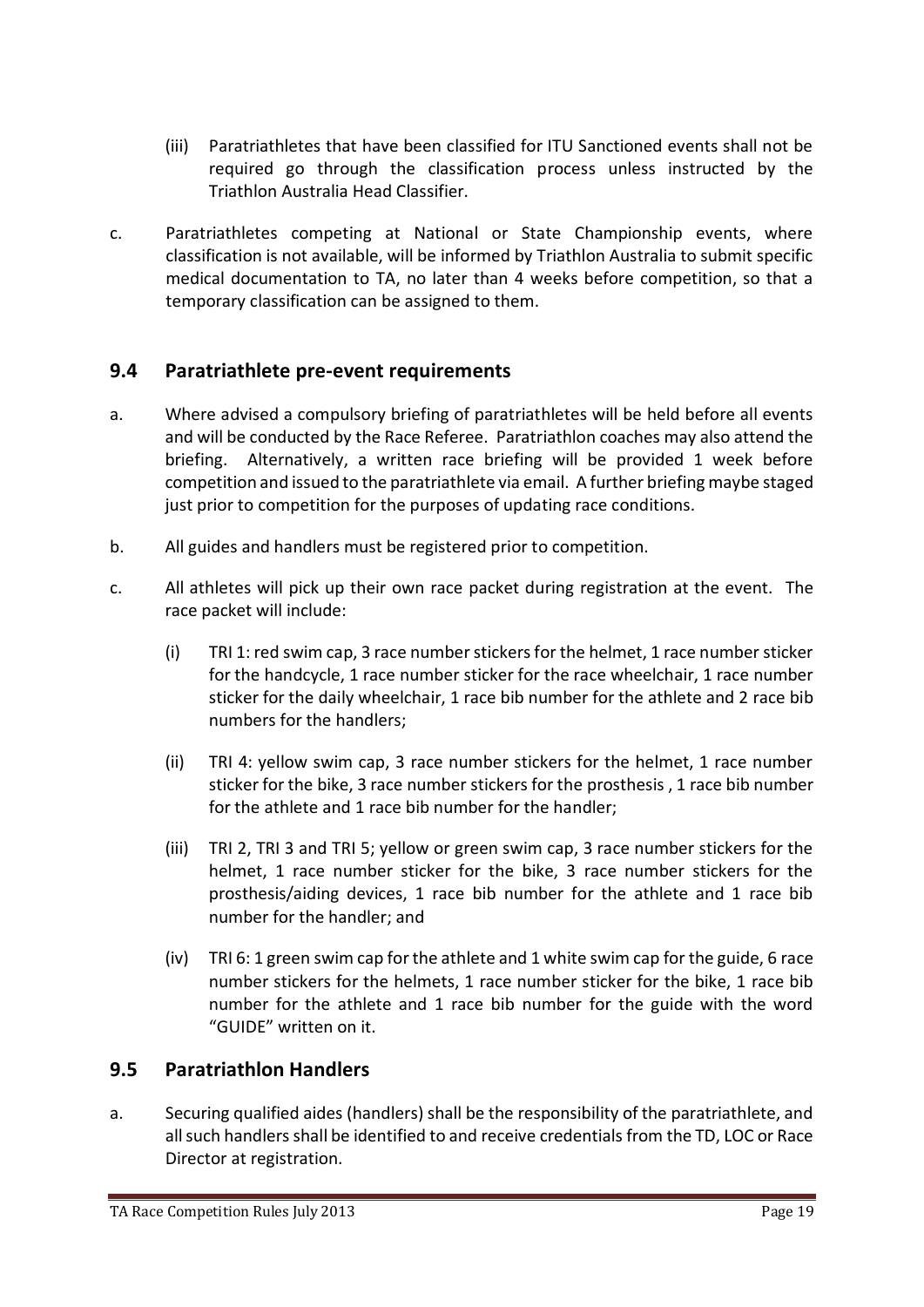(iii) Paratriathletes that have been classified for ITU Sanctioned events shall not be required go through the classification process unless instructed by the Triathlon Australia Head Classifier.

c. Paratriathletes competing at National or State Championship events, where classification is not available, will be informed by Triathlon Australia to submit specific medical documentation to TA, no later than 4 weeks before competition, so that a temporary classification can be assigned to them.

## 9.4 Paratriathlete pre-event requirements

a. Where advised a compulsory briefing of paratriathletes will be held before all events and will be conducted by the Race Referee. Paratriathlon coaches may also attend the briefing. Alternatively, a written race briefing will be provided 1 week before competition and issued to the paratriathlete via email. A further briefing maybe staged just prior to competition for the purposes of updating race conditions.

b. All guides and handlers must be registered prior to competition.

c. All athletes will pick up their own race packet during registration at the event. The race packet will include:

   (i) TRI 1: red swim cap, 3 race number stickers for the helmet, 1 race number sticker for the handcycle, 1 race number sticker for the race wheelchair, 1 race number sticker for the daily wheelchair, 1 race bib number for the athlete and 2 race bib numbers for the handlers;

   (ii) TRI 4: yellow swim cap, 3 race number stickers for the helmet, 1 race number sticker for the bike, 3 race number stickers for the prosthesis , 1 race bib number for the athlete and 1 race bib number for the handler;

   (iii) TRI 2, TRI 3 and TRI 5; yellow or green swim cap, 3 race number stickers for the helmet, 1 race number sticker for the bike, 3 race number stickers for the prosthesis/aiding devices, 1 race bib number for the athlete and 1 race bib number for the handler; and

   (iv) TRI 6: 1 green swim cap for the athlete and 1 white swim cap for the guide, 6 race number stickers for the helmets, 1 race number sticker for the bike, 1 race bib number for the athlete and 1 race bib number for the guide with the word "GUIDE" written on it.

## 9.5 Paratriathlon Handlers

a. Securing qualified aides (handlers) shall be the responsibility of the paratriathlete, and all such handlers shall be identified to and receive credentials from the TD, LOC or Race Director at registration.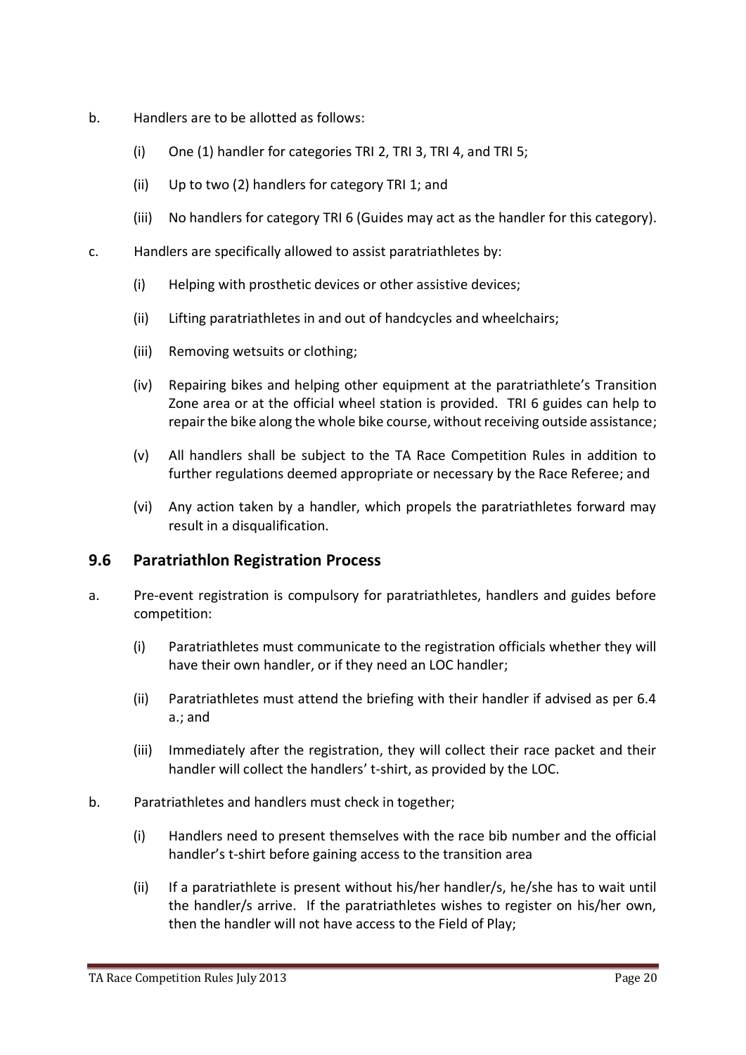b. Handlers are to be allotted as follows:

(i) One (1) handler for categories TRI 2, TRI 3, TRI 4, and TRI 5;

(ii) Up to two (2) handlers for category TRI 1; and

(iii) No handlers for category TRI 6 (Guides may act as the handler for this category).

c. Handlers are specifically allowed to assist paratriathletes by:

(i) Helping with prosthetic devices or other assistive devices;

(ii) Lifting paratriathletes in and out of handcycles and wheelchairs;

(iii) Removing wetsuits or clothing;

(iv) Repairing bikes and helping other equipment at the paratriathlete's Transition Zone area or at the official wheel station is provided. TRI 6 guides can help to repair the bike along the whole bike course, without receiving outside assistance;

(v) All handlers shall be subject to the TA Race Competition Rules in addition to further regulations deemed appropriate or necessary by the Race Referee; and

(vi) Any action taken by a handler, which propels the paratriathletes forward may result in a disqualification.

## 9.6 Paratriathlon Registration Process

a. Pre-event registration is compulsory for paratriathletes, handlers and guides before competition:

(i) Paratriathletes must communicate to the registration officials whether they will have their own handler, or if they need an LOC handler;

(ii) Paratriathletes must attend the briefing with their handler if advised as per 6.4 a.; and

(iii) Immediately after the registration, they will collect their race packet and their handler will collect the handlers' t-shirt, as provided by the LOC.

b. Paratriathletes and handlers must check in together;

(i) Handlers need to present themselves with the race bib number and the official handler's t-shirt before gaining access to the transition area

(ii) If a paratriathlete is present without his/her handler/s, he/she has to wait until the handler/s arrive. If the paratriathletes wishes to register on his/her own, then the handler will not have access to the Field of Play;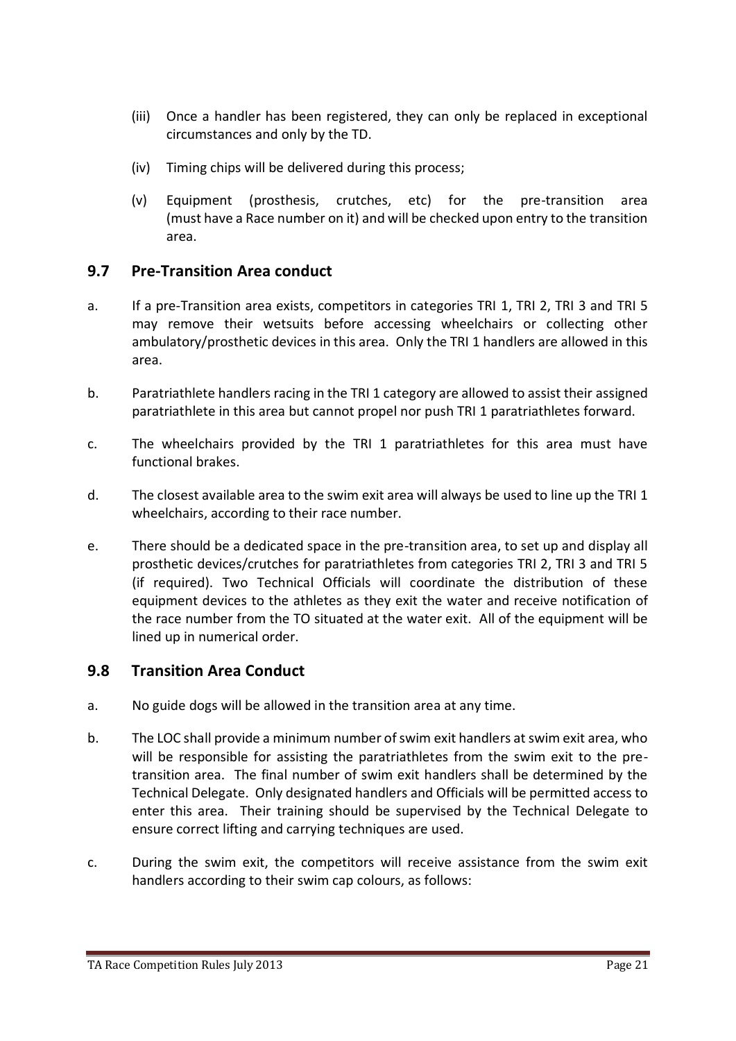(iii) Once a handler has been registered, they can only be replaced in exceptional circumstances and only by the TD.

(iv) Timing chips will be delivered during this process;

(v) Equipment (prosthesis, crutches, etc) for the pre-transition area (must have a Race number on it) and will be checked upon entry to the transition area.

## 9.7 Pre-Transition Area conduct

a. If a pre-Transition area exists, competitors in categories TRI 1, TRI 2, TRI 3 and TRI 5 may remove their wetsuits before accessing wheelchairs or collecting other ambulatory/prosthetic devices in this area. Only the TRI 1 handlers are allowed in this area.

b. Paratriathlete handlers racing in the TRI 1 category are allowed to assist their assigned paratriathlete in this area but cannot propel nor push TRI 1 paratriathletes forward.

c. The wheelchairs provided by the TRI 1 paratriathletes for this area must have functional brakes.

d. The closest available area to the swim exit area will always be used to line up the TRI 1 wheelchairs, according to their race number.

e. There should be a dedicated space in the pre-transition area, to set up and display all prosthetic devices/crutches for paratriathletes from categories TRI 2, TRI 3 and TRI 5 (if required). Two Technical Officials will coordinate the distribution of these equipment devices to the athletes as they exit the water and receive notification of the race number from the TO situated at the water exit. All of the equipment will be lined up in numerical order.

## 9.8 Transition Area Conduct

a. No guide dogs will be allowed in the transition area at any time.

b. The LOC shall provide a minimum number of swim exit handlers at swim exit area, who will be responsible for assisting the paratriathletes from the swim exit to the pre-transition area. The final number of swim exit handlers shall be determined by the Technical Delegate. Only designated handlers and Officials will be permitted access to enter this area. Their training should be supervised by the Technical Delegate to ensure correct lifting and carrying techniques are used.

c. During the swim exit, the competitors will receive assistance from the swim exit handlers according to their swim cap colours, as follows: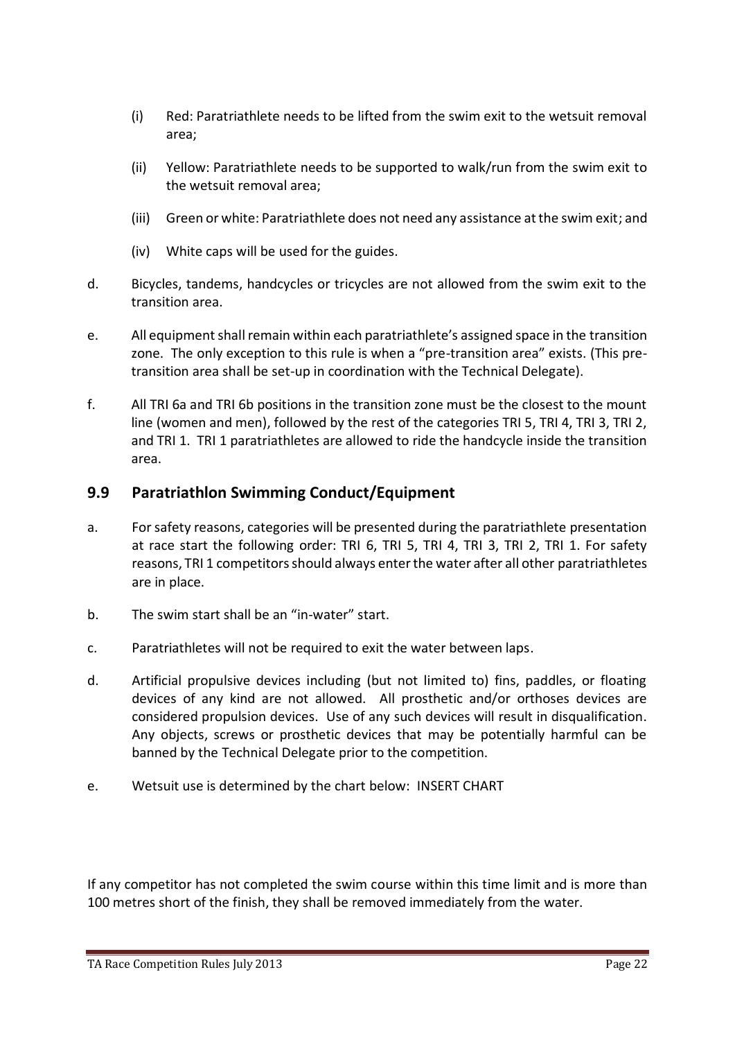(i) Red: Paratriathlete needs to be lifted from the swim exit to the wetsuit removal area;

(ii) Yellow: Paratriathlete needs to be supported to walk/run from the swim exit to the wetsuit removal area;

(iii) Green or white: Paratriathlete does not need any assistance at the swim exit; and

(iv) White caps will be used for the guides.

d. Bicycles, tandems, handcycles or tricycles are not allowed from the swim exit to the transition area.

e. All equipment shall remain within each paratriathlete's assigned space in the transition zone. The only exception to this rule is when a "pre-transition area" exists. (This pre-transition area shall be set-up in coordination with the Technical Delegate).

f. All TRI 6a and TRI 6b positions in the transition zone must be the closest to the mount line (women and men), followed by the rest of the categories TRI 5, TRI 4, TRI 3, TRI 2, and TRI 1. TRI 1 paratriathletes are allowed to ride the handcycle inside the transition area.

## 9.9 Paratriathlon Swimming Conduct/Equipment

a. For safety reasons, categories will be presented during the paratriathlete presentation at race start the following order: TRI 6, TRI 5, TRI 4, TRI 3, TRI 2, TRI 1. For safety reasons, TRI 1 competitors should always enter the water after all other paratriathletes are in place.

b. The swim start shall be an "in-water" start.

c. Paratriathletes will not be required to exit the water between laps.

d. Artificial propulsive devices including (but not limited to) fins, paddles, or floating devices of any kind are not allowed. All prosthetic and/or orthoses devices are considered propulsion devices. Use of any such devices will result in disqualification. Any objects, screws or prosthetic devices that may be potentially harmful can be banned by the Technical Delegate prior to the competition.

e. Wetsuit use is determined by the chart below: INSERT CHART

If any competitor has not completed the swim course within this time limit and is more than 100 metres short of the finish, they shall be removed immediately from the water.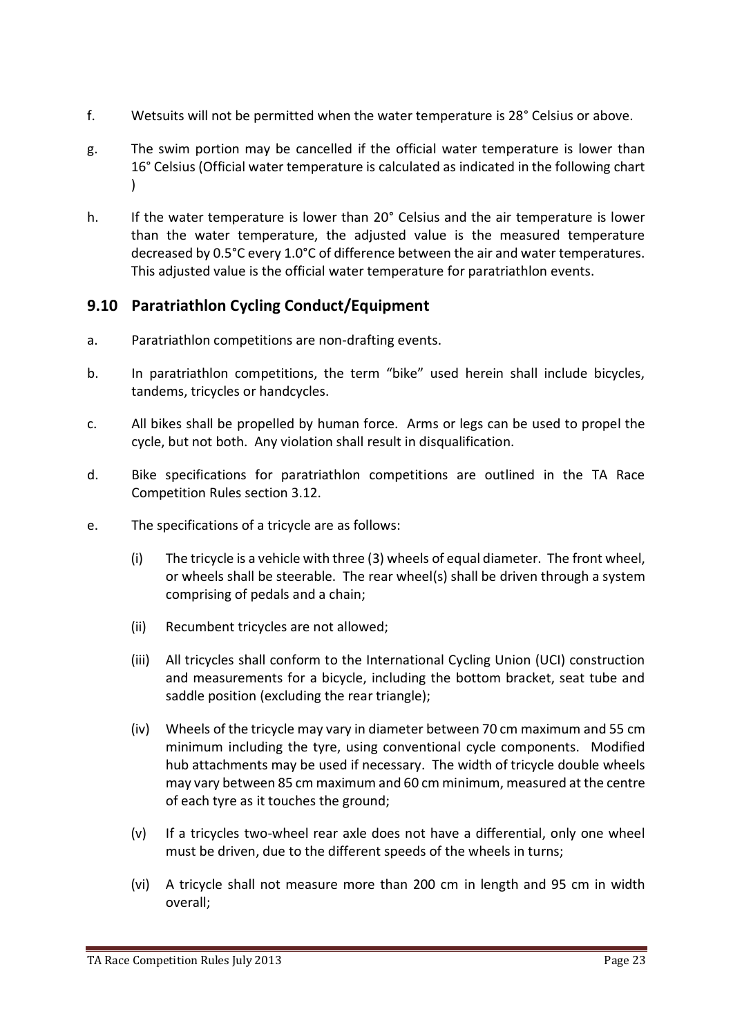f. Wetsuits will not be permitted when the water temperature is 28° Celsius or above.

g. The swim portion may be cancelled if the official water temperature is lower than 16° Celsius (Official water temperature is calculated as indicated in the following chart )

h. If the water temperature is lower than 20° Celsius and the air temperature is lower than the water temperature, the adjusted value is the measured temperature decreased by 0.5°C every 1.0°C of difference between the air and water temperatures. This adjusted value is the official water temperature for paratriathlon events.

## 9.10 Paratriathlon Cycling Conduct/Equipment

a. Paratriathlon competitions are non-drafting events.

b. In paratriathlon competitions, the term "bike" used herein shall include bicycles, tandems, tricycles or handcycles.

c. All bikes shall be propelled by human force. Arms or legs can be used to propel the cycle, but not both. Any violation shall result in disqualification.

d. Bike specifications for paratriathlon competitions are outlined in the TA Race Competition Rules section 3.12.

e. The specifications of a tricycle are as follows:

   (i) The tricycle is a vehicle with three (3) wheels of equal diameter. The front wheel, or wheels shall be steerable. The rear wheel(s) shall be driven through a system comprising of pedals and a chain;

   (ii) Recumbent tricycles are not allowed;

   (iii) All tricycles shall conform to the International Cycling Union (UCI) construction and measurements for a bicycle, including the bottom bracket, seat tube and saddle position (excluding the rear triangle);

   (iv) Wheels of the tricycle may vary in diameter between 70 cm maximum and 55 cm minimum including the tyre, using conventional cycle components. Modified hub attachments may be used if necessary. The width of tricycle double wheels may vary between 85 cm maximum and 60 cm minimum, measured at the centre of each tyre as it touches the ground;

   (v) If a tricycles two-wheel rear axle does not have a differential, only one wheel must be driven, due to the different speeds of the wheels in turns;

   (vi) A tricycle shall not measure more than 200 cm in length and 95 cm in width overall;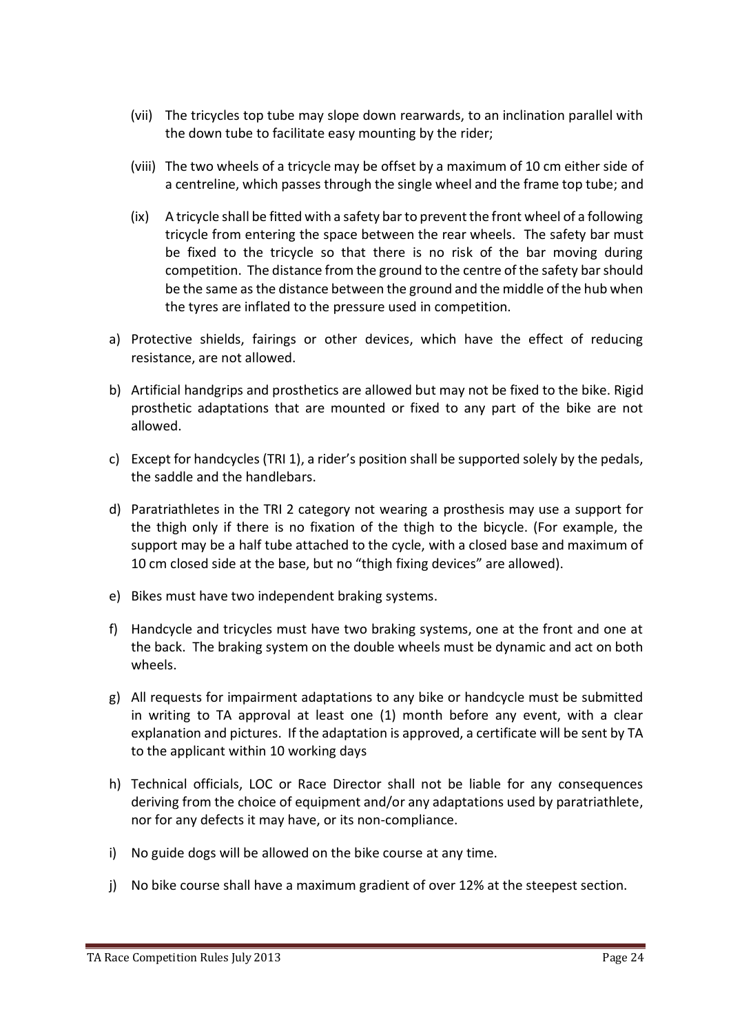(vii) The tricycles top tube may slope down rearwards, to an inclination parallel with the down tube to facilitate easy mounting by the rider;

(viii) The two wheels of a tricycle may be offset by a maximum of 10 cm either side of a centreline, which passes through the single wheel and the frame top tube; and

(ix) A tricycle shall be fitted with a safety bar to prevent the front wheel of a following tricycle from entering the space between the rear wheels. The safety bar must be fixed to the tricycle so that there is no risk of the bar moving during competition. The distance from the ground to the centre of the safety bar should be the same as the distance between the ground and the middle of the hub when the tyres are inflated to the pressure used in competition.

a) Protective shields, fairings or other devices, which have the effect of reducing resistance, are not allowed.

b) Artificial handgrips and prosthetics are allowed but may not be fixed to the bike. Rigid prosthetic adaptations that are mounted or fixed to any part of the bike are not allowed.

c) Except for handcycles (TRI 1), a rider's position shall be supported solely by the pedals, the saddle and the handlebars.

d) Paratriathletes in the TRI 2 category not wearing a prosthesis may use a support for the thigh only if there is no fixation of the thigh to the bicycle. (For example, the support may be a half tube attached to the cycle, with a closed base and maximum of 10 cm closed side at the base, but no "thigh fixing devices" are allowed).

e) Bikes must have two independent braking systems.

f) Handcycle and tricycles must have two braking systems, one at the front and one at the back. The braking system on the double wheels must be dynamic and act on both wheels.

g) All requests for impairment adaptations to any bike or handcycle must be submitted in writing to TA approval at least one (1) month before any event, with a clear explanation and pictures. If the adaptation is approved, a certificate will be sent by TA to the applicant within 10 working days

h) Technical officials, LOC or Race Director shall not be liable for any consequences deriving from the choice of equipment and/or any adaptations used by paratriathlete, nor for any defects it may have, or its non-compliance.

i) No guide dogs will be allowed on the bike course at any time.

j) No bike course shall have a maximum gradient of over 12% at the steepest section.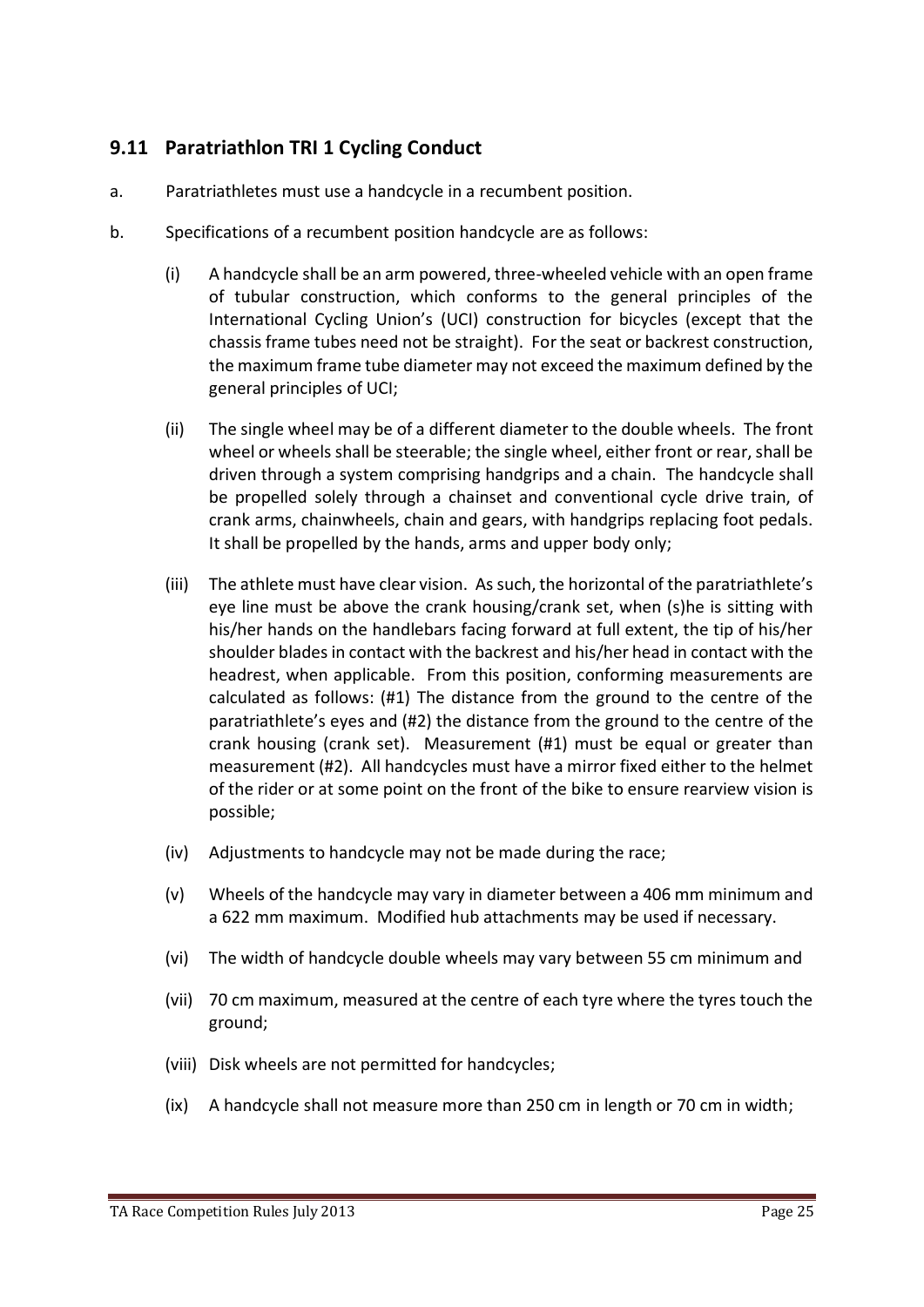## 9.11 Paratriathlon TRI 1 Cycling Conduct

a. Paratriathletes must use a handcycle in a recumbent position.

b. Specifications of a recumbent position handcycle are as follows:

   (i) A handcycle shall be an arm powered, three-wheeled vehicle with an open frame of tubular construction, which conforms to the general principles of the International Cycling Union's (UCI) construction for bicycles (except that the chassis frame tubes need not be straight). For the seat or backrest construction, the maximum frame tube diameter may not exceed the maximum defined by the general principles of UCI;

   (ii) The single wheel may be of a different diameter to the double wheels. The front wheel or wheels shall be steerable; the single wheel, either front or rear, shall be driven through a system comprising handgrips and a chain. The handcycle shall be propelled solely through a chainset and conventional cycle drive train, of crank arms, chainwheels, chain and gears, with handgrips replacing foot pedals. It shall be propelled by the hands, arms and upper body only;

   (iii) The athlete must have clear vision. As such, the horizontal of the paratriathlete's eye line must be above the crank housing/crank set, when (s)he is sitting with his/her hands on the handlebars facing forward at full extent, the tip of his/her shoulder blades in contact with the backrest and his/her head in contact with the headrest, when applicable. From this position, conforming measurements are calculated as follows: (#1) The distance from the ground to the centre of the paratriathlete's eyes and (#2) the distance from the ground to the centre of the crank housing (crank set). Measurement (#1) must be equal or greater than measurement (#2). All handcycles must have a mirror fixed either to the helmet of the rider or at some point on the front of the bike to ensure rearview vision is possible;

   (iv) Adjustments to handcycle may not be made during the race;

   (v) Wheels of the handcycle may vary in diameter between a 406 mm minimum and a 622 mm maximum. Modified hub attachments may be used if necessary.

   (vi) The width of handcycle double wheels may vary between 55 cm minimum and

   (vii) 70 cm maximum, measured at the centre of each tyre where the tyres touch the ground;

   (viii) Disk wheels are not permitted for handcycles;

   (ix) A handcycle shall not measure more than 250 cm in length or 70 cm in width;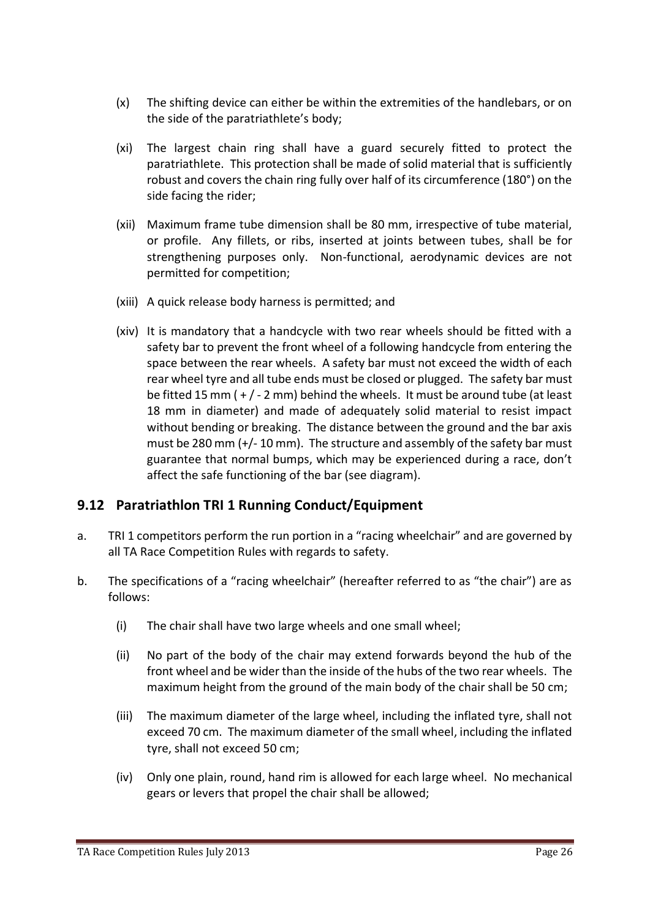(x) The shifting device can either be within the extremities of the handlebars, or on the side of the paratriathlete's body;

(xi) The largest chain ring shall have a guard securely fitted to protect the paratriathlete. This protection shall be made of solid material that is sufficiently robust and covers the chain ring fully over half of its circumference (180°) on the side facing the rider;

(xii) Maximum frame tube dimension shall be 80 mm, irrespective of tube material, or profile. Any fillets, or ribs, inserted at joints between tubes, shall be for strengthening purposes only. Non-functional, aerodynamic devices are not permitted for competition;

(xiii) A quick release body harness is permitted; and

(xiv) It is mandatory that a handcycle with two rear wheels should be fitted with a safety bar to prevent the front wheel of a following handcycle from entering the space between the rear wheels. A safety bar must not exceed the width of each rear wheel tyre and all tube ends must be closed or plugged. The safety bar must be fitted 15 mm ( + / - 2 mm) behind the wheels. It must be around tube (at least 18 mm in diameter) and made of adequately solid material to resist impact without bending or breaking. The distance between the ground and the bar axis must be 280 mm (+/- 10 mm). The structure and assembly of the safety bar must guarantee that normal bumps, which may be experienced during a race, don't affect the safe functioning of the bar (see diagram).

## 9.12 Paratriathlon TRI 1 Running Conduct/Equipment

a. TRI 1 competitors perform the run portion in a "racing wheelchair" and are governed by all TA Race Competition Rules with regards to safety.

b. The specifications of a "racing wheelchair" (hereafter referred to as "the chair") are as follows:

(i) The chair shall have two large wheels and one small wheel;

(ii) No part of the body of the chair may extend forwards beyond the hub of the front wheel and be wider than the inside of the hubs of the two rear wheels. The maximum height from the ground of the main body of the chair shall be 50 cm;

(iii) The maximum diameter of the large wheel, including the inflated tyre, shall not exceed 70 cm. The maximum diameter of the small wheel, including the inflated tyre, shall not exceed 50 cm;

(iv) Only one plain, round, hand rim is allowed for each large wheel. No mechanical gears or levers that propel the chair shall be allowed;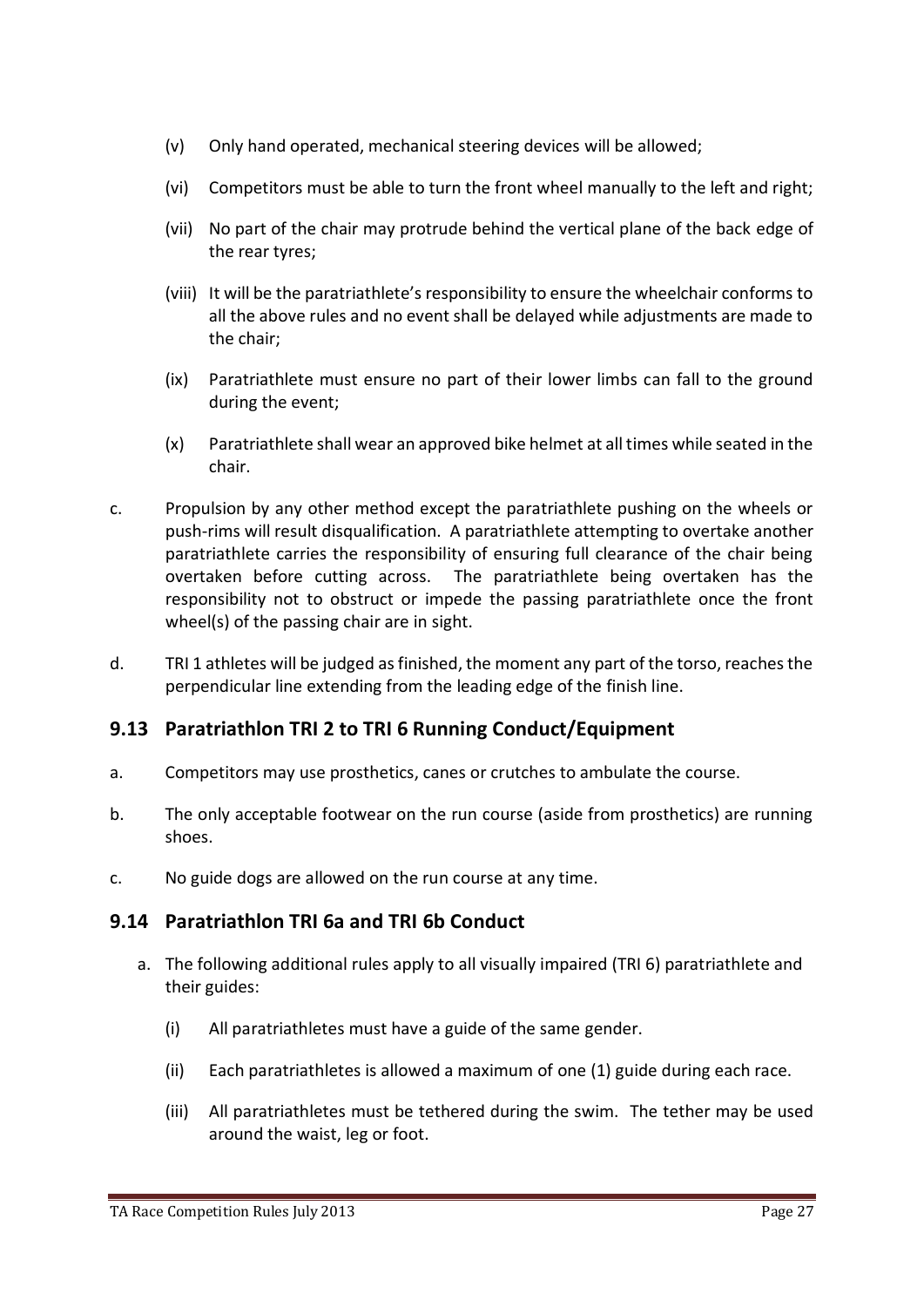(v) Only hand operated, mechanical steering devices will be allowed;

(vi) Competitors must be able to turn the front wheel manually to the left and right;

(vii) No part of the chair may protrude behind the vertical plane of the back edge of the rear tyres;

(viii) It will be the paratriathlete's responsibility to ensure the wheelchair conforms to all the above rules and no event shall be delayed while adjustments are made to the chair;

(ix) Paratriathlete must ensure no part of their lower limbs can fall to the ground during the event;

(x) Paratriathlete shall wear an approved bike helmet at all times while seated in the chair.

c. Propulsion by any other method except the paratriathlete pushing on the wheels or push-rims will result disqualification. A paratriathlete attempting to overtake another paratriathlete carries the responsibility of ensuring full clearance of the chair being overtaken before cutting across. The paratriathlete being overtaken has the responsibility not to obstruct or impede the passing paratriathlete once the front wheel(s) of the passing chair are in sight.

d. TRI 1 athletes will be judged as finished, the moment any part of the torso, reaches the perpendicular line extending from the leading edge of the finish line.

## 9.13 Paratriathlon TRI 2 to TRI 6 Running Conduct/Equipment

a. Competitors may use prosthetics, canes or crutches to ambulate the course.

b. The only acceptable footwear on the run course (aside from prosthetics) are running shoes.

c. No guide dogs are allowed on the run course at any time.

## 9.14 Paratriathlon TRI 6a and TRI 6b Conduct

a. The following additional rules apply to all visually impaired (TRI 6) paratriathlete and their guides:

   (i) All paratriathletes must have a guide of the same gender.

   (ii) Each paratriathletes is allowed a maximum of one (1) guide during each race.

   (iii) All paratriathletes must be tethered during the swim. The tether may be used around the waist, leg or foot.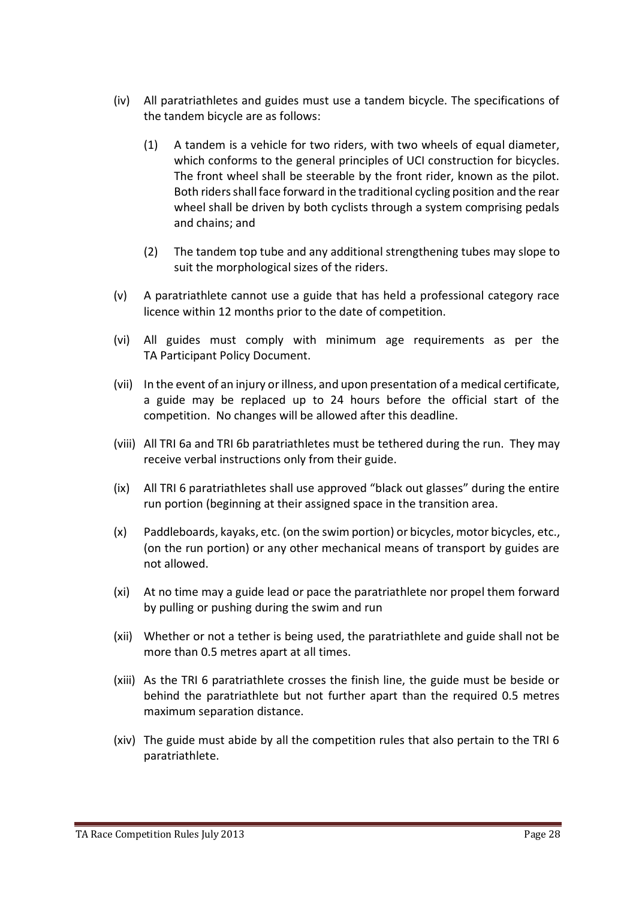(iv) All paratriathletes and guides must use a tandem bicycle. The specifications of the tandem bicycle are as follows:

   (1) A tandem is a vehicle for two riders, with two wheels of equal diameter, which conforms to the general principles of UCI construction for bicycles. The front wheel shall be steerable by the front rider, known as the pilot. Both riders shall face forward in the traditional cycling position and the rear wheel shall be driven by both cyclists through a system comprising pedals and chains; and

   (2) The tandem top tube and any additional strengthening tubes may slope to suit the morphological sizes of the riders.

(v) A paratriathlete cannot use a guide that has held a professional category race licence within 12 months prior to the date of competition.

(vi) All guides must comply with minimum age requirements as per the TA Participant Policy Document.

(vii) In the event of an injury or illness, and upon presentation of a medical certificate, a guide may be replaced up to 24 hours before the official start of the competition. No changes will be allowed after this deadline.

(viii) All TRI 6a and TRI 6b paratriathletes must be tethered during the run. They may receive verbal instructions only from their guide.

(ix) All TRI 6 paratriathletes shall use approved "black out glasses" during the entire run portion (beginning at their assigned space in the transition area.

(x) Paddleboards, kayaks, etc. (on the swim portion) or bicycles, motor bicycles, etc., (on the run portion) or any other mechanical means of transport by guides are not allowed.

(xi) At no time may a guide lead or pace the paratriathlete nor propel them forward by pulling or pushing during the swim and run

(xii) Whether or not a tether is being used, the paratriathlete and guide shall not be more than 0.5 metres apart at all times.

(xiii) As the TRI 6 paratriathlete crosses the finish line, the guide must be beside or behind the paratriathlete but not further apart than the required 0.5 metres maximum separation distance.

(xiv) The guide must abide by all the competition rules that also pertain to the TRI 6 paratriathlete.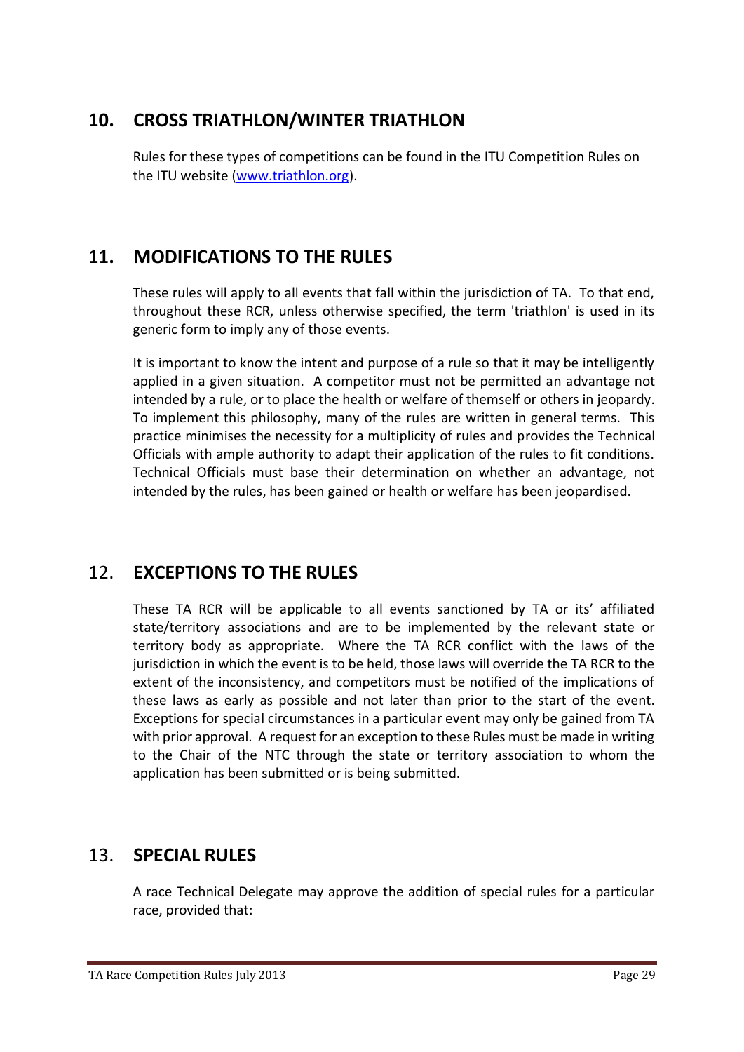## 10. CROSS TRIATHLON/WINTER TRIATHLON

Rules for these types of competitions can be found in the ITU Competition Rules on the ITU website (www.triathlon.org).

## 11. MODIFICATIONS TO THE RULES

These rules will apply to all events that fall within the jurisdiction of TA. To that end, throughout these RCR, unless otherwise specified, the term 'triathlon' is used in its generic form to imply any of those events.

It is important to know the intent and purpose of a rule so that it may be intelligently applied in a given situation. A competitor must not be permitted an advantage not intended by a rule, or to place the health or welfare of themself or others in jeopardy. To implement this philosophy, many of the rules are written in general terms. This practice minimises the necessity for a multiplicity of rules and provides the Technical Officials with ample authority to adapt their application of the rules to fit conditions. Technical Officials must base their determination on whether an advantage, not intended by the rules, has been gained or health or welfare has been jeopardised.

## 12. EXCEPTIONS TO THE RULES

These TA RCR will be applicable to all events sanctioned by TA or its' affiliated state/territory associations and are to be implemented by the relevant state or territory body as appropriate. Where the TA RCR conflict with the laws of the jurisdiction in which the event is to be held, those laws will override the TA RCR to the extent of the inconsistency, and competitors must be notified of the implications of these laws as early as possible and not later than prior to the start of the event. Exceptions for special circumstances in a particular event may only be gained from TA with prior approval. A request for an exception to these Rules must be made in writing to the Chair of the NTC through the state or territory association to whom the application has been submitted or is being submitted.

## 13. SPECIAL RULES

A race Technical Delegate may approve the addition of special rules for a particular race, provided that: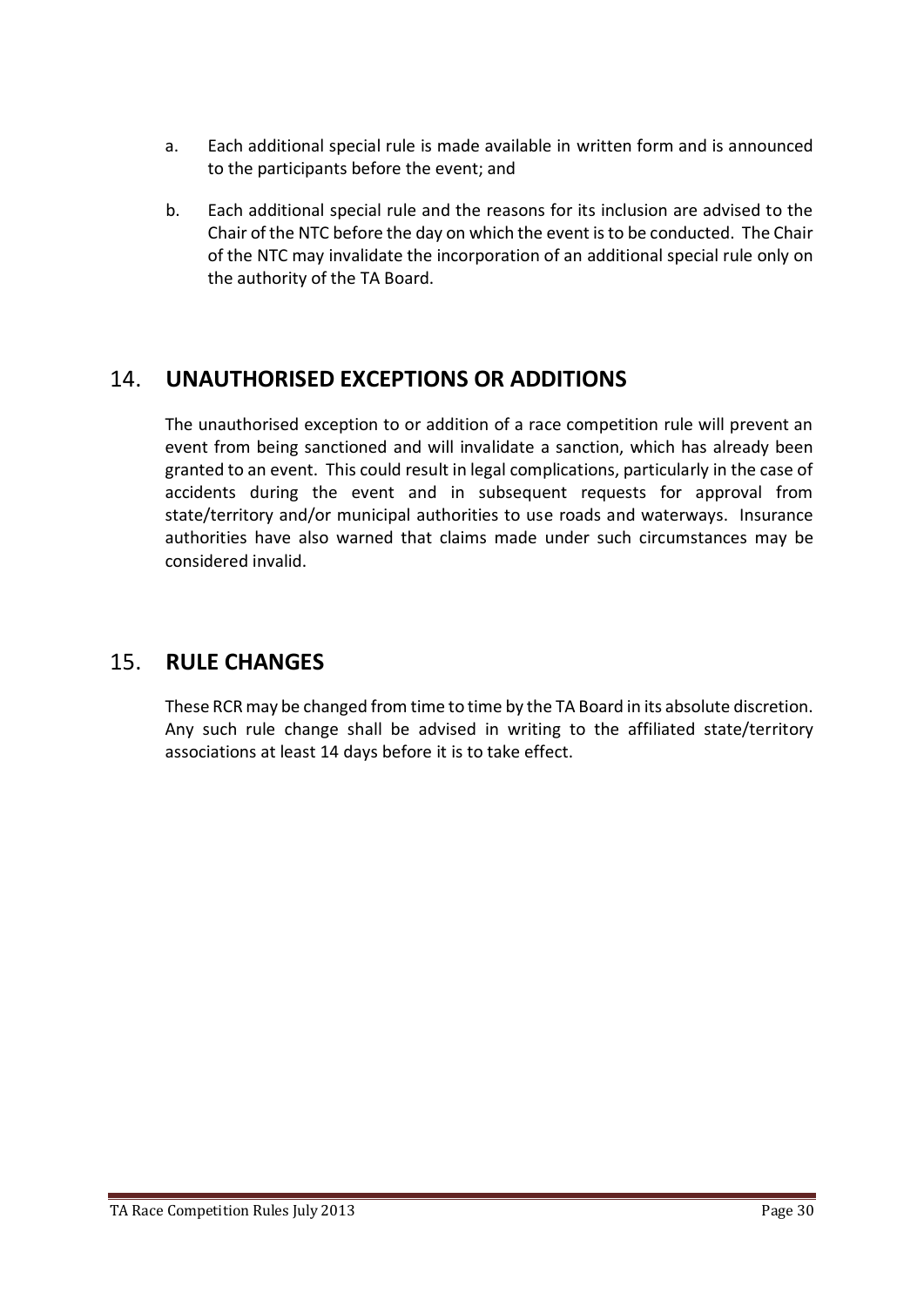a. Each additional special rule is made available in written form and is announced to the participants before the event; and

b. Each additional special rule and the reasons for its inclusion are advised to the Chair of the NTC before the day on which the event is to be conducted. The Chair of the NTC may invalidate the incorporation of an additional special rule only on the authority of the TA Board.

## 14. UNAUTHORISED EXCEPTIONS OR ADDITIONS

The unauthorised exception to or addition of a race competition rule will prevent an event from being sanctioned and will invalidate a sanction, which has already been granted to an event. This could result in legal complications, particularly in the case of accidents during the event and in subsequent requests for approval from state/territory and/or municipal authorities to use roads and waterways. Insurance authorities have also warned that claims made under such circumstances may be considered invalid.

## 15. RULE CHANGES

These RCR may be changed from time to time by the TA Board in its absolute discretion. Any such rule change shall be advised in writing to the affiliated state/territory associations at least 14 days before it is to take effect.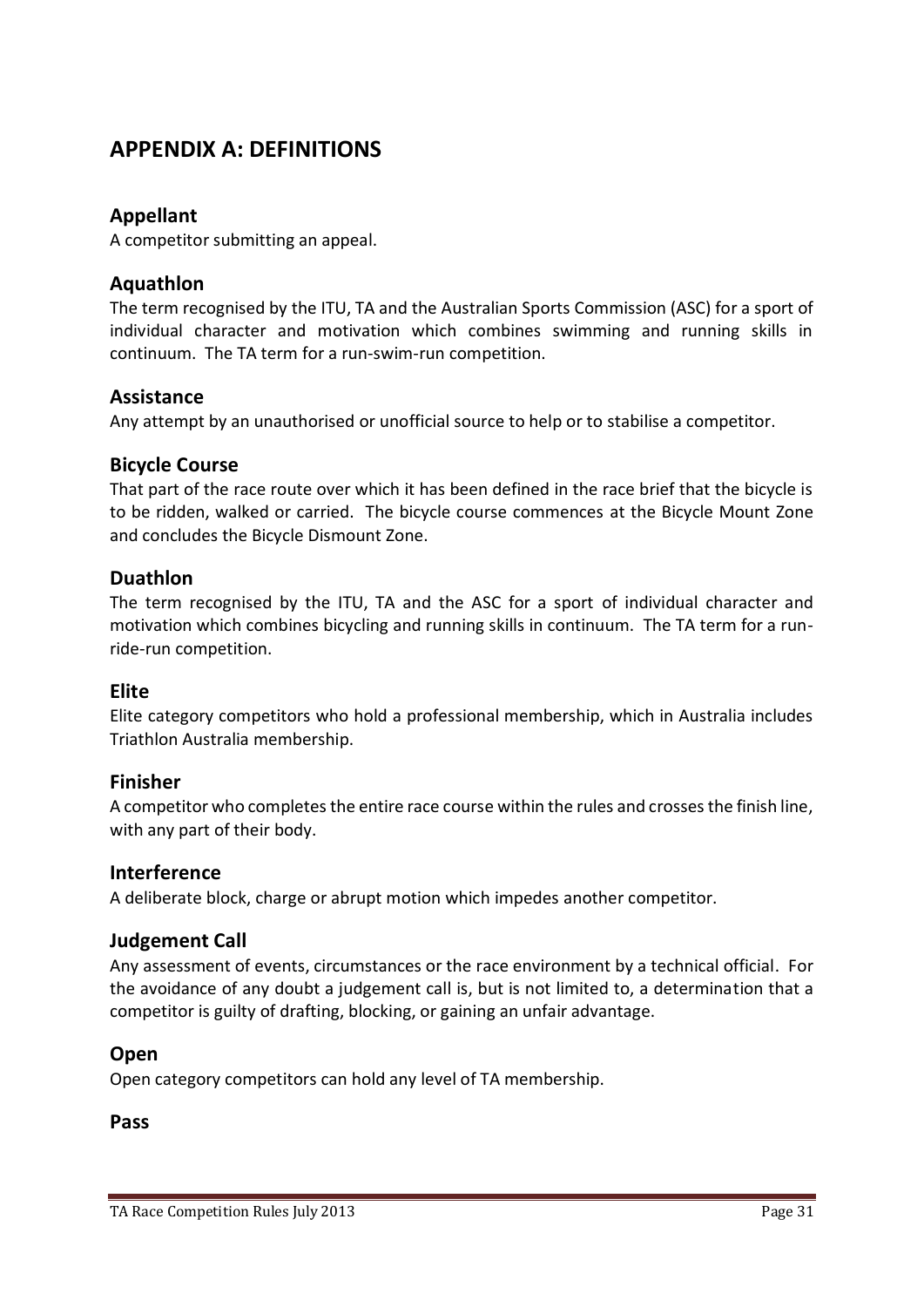# APPENDIX A: DEFINITIONS

### Appellant

A competitor submitting an appeal.

### Aquathlon

The term recognised by the ITU, TA and the Australian Sports Commission (ASC) for a sport of individual character and motivation which combines swimming and running skills in continuum. The TA term for a run-swim-run competition.

### Assistance

Any attempt by an unauthorised or unofficial source to help or to stabilise a competitor.

### Bicycle Course

That part of the race route over which it has been defined in the race brief that the bicycle is to be ridden, walked or carried. The bicycle course commences at the Bicycle Mount Zone and concludes the Bicycle Dismount Zone.

### Duathlon

The term recognised by the ITU, TA and the ASC for a sport of individual character and motivation which combines bicycling and running skills in continuum. The TA term for a run-ride-run competition.

### Elite

Elite category competitors who hold a professional membership, which in Australia includes Triathlon Australia membership.

### Finisher

A competitor who completes the entire race course within the rules and crosses the finish line, with any part of their body.

### Interference

A deliberate block, charge or abrupt motion which impedes another competitor.

### Judgement Call

Any assessment of events, circumstances or the race environment by a technical official. For the avoidance of any doubt a judgement call is, but is not limited to, a determination that a competitor is guilty of drafting, blocking, or gaining an unfair advantage.

### Open

Open category competitors can hold any level of TA membership.

### Pass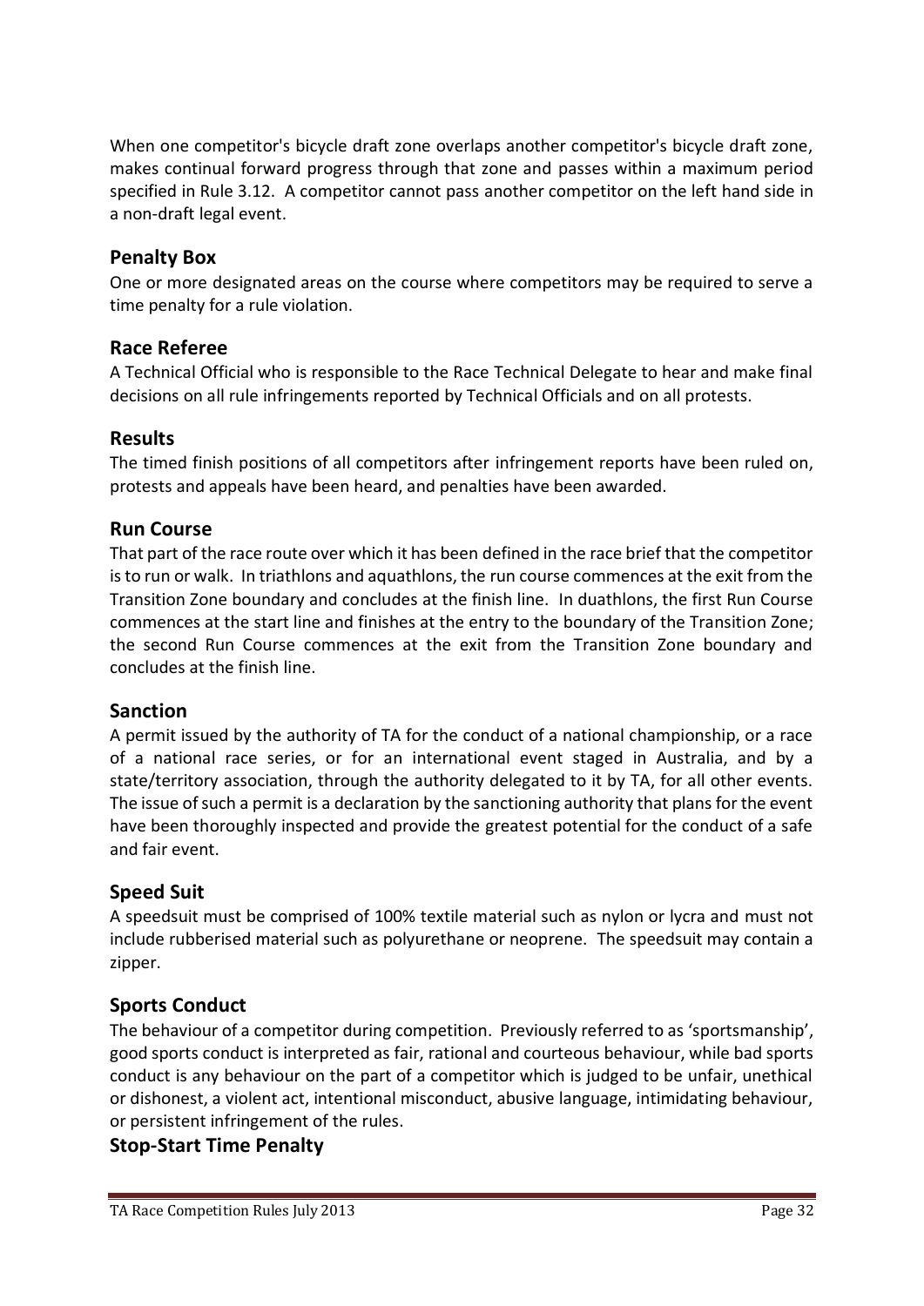When one competitor's bicycle draft zone overlaps another competitor's bicycle draft zone, makes continual forward progress through that zone and passes within a maximum period specified in Rule 3.12. A competitor cannot pass another competitor on the left hand side in a non-draft legal event.

## Penalty Box

One or more designated areas on the course where competitors may be required to serve a time penalty for a rule violation.

## Race Referee

A Technical Official who is responsible to the Race Technical Delegate to hear and make final decisions on all rule infringements reported by Technical Officials and on all protests.

## Results

The timed finish positions of all competitors after infringement reports have been ruled on, protests and appeals have been heard, and penalties have been awarded.

## Run Course

That part of the race route over which it has been defined in the race brief that the competitor is to run or walk. In triathlons and aquathlons, the run course commences at the exit from the Transition Zone boundary and concludes at the finish line. In duathlons, the first Run Course commences at the start line and finishes at the entry to the boundary of the Transition Zone; the second Run Course commences at the exit from the Transition Zone boundary and concludes at the finish line.

## Sanction

A permit issued by the authority of TA for the conduct of a national championship, or a race of a national race series, or for an international event staged in Australia, and by a state/territory association, through the authority delegated to it by TA, for all other events. The issue of such a permit is a declaration by the sanctioning authority that plans for the event have been thoroughly inspected and provide the greatest potential for the conduct of a safe and fair event.

## Speed Suit

A speedsuit must be comprised of 100% textile material such as nylon or lycra and must not include rubberised material such as polyurethane or neoprene. The speedsuit may contain a zipper.

## Sports Conduct

The behaviour of a competitor during competition. Previously referred to as 'sportsmanship', good sports conduct is interpreted as fair, rational and courteous behaviour, while bad sports conduct is any behaviour on the part of a competitor which is judged to be unfair, unethical or dishonest, a violent act, intentional misconduct, abusive language, intimidating behaviour, or persistent infringement of the rules.

## Stop-Start Time Penalty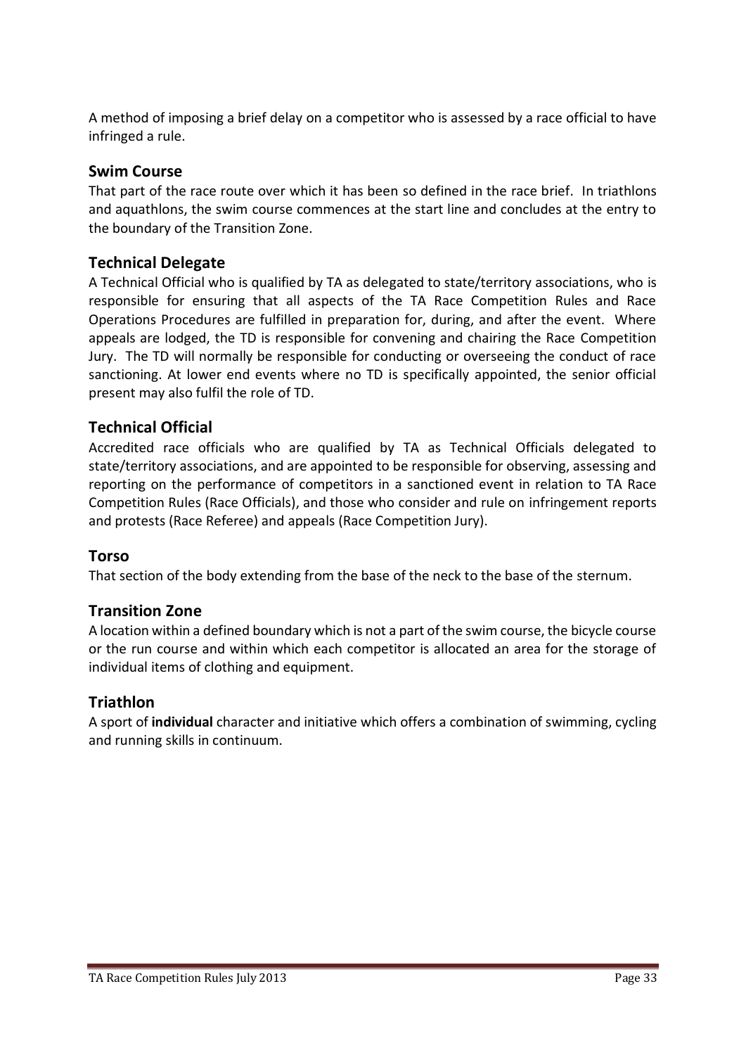A method of imposing a brief delay on a competitor who is assessed by a race official to have infringed a rule.

### Swim Course

That part of the race route over which it has been so defined in the race brief. In triathlons and aquathlons, the swim course commences at the start line and concludes at the entry to the boundary of the Transition Zone.

### Technical Delegate

A Technical Official who is qualified by TA as delegated to state/territory associations, who is responsible for ensuring that all aspects of the TA Race Competition Rules and Race Operations Procedures are fulfilled in preparation for, during, and after the event. Where appeals are lodged, the TD is responsible for convening and chairing the Race Competition Jury. The TD will normally be responsible for conducting or overseeing the conduct of race sanctioning. At lower end events where no TD is specifically appointed, the senior official present may also fulfil the role of TD.

### Technical Official

Accredited race officials who are qualified by TA as Technical Officials delegated to state/territory associations, and are appointed to be responsible for observing, assessing and reporting on the performance of competitors in a sanctioned event in relation to TA Race Competition Rules (Race Officials), and those who consider and rule on infringement reports and protests (Race Referee) and appeals (Race Competition Jury).

### Torso

That section of the body extending from the base of the neck to the base of the sternum.

### Transition Zone

A location within a defined boundary which is not a part of the swim course, the bicycle course or the run course and within which each competitor is allocated an area for the storage of individual items of clothing and equipment.

### Triathlon

A sport of **individual** character and initiative which offers a combination of swimming, cycling and running skills in continuum.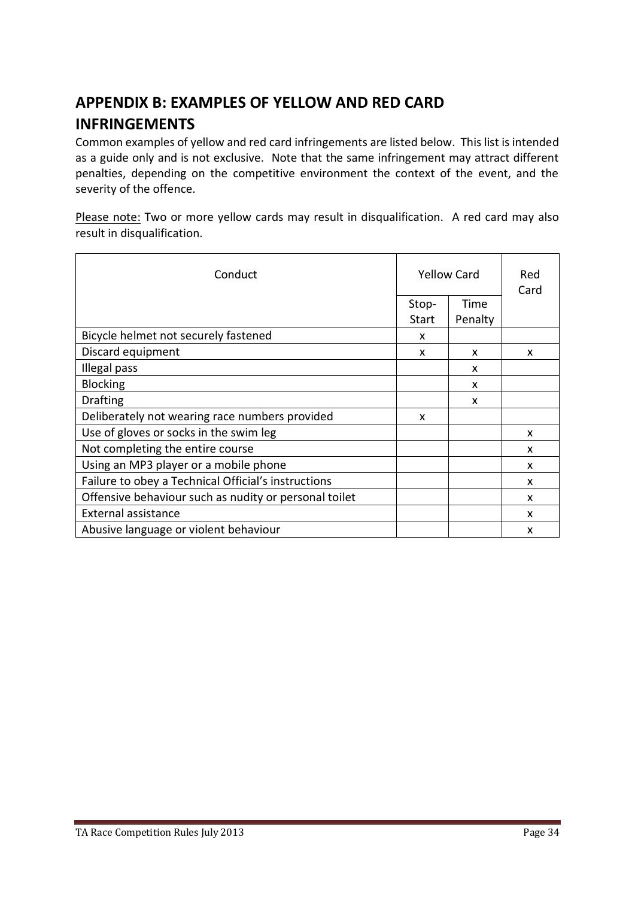## APPENDIX B: EXAMPLES OF YELLOW AND RED CARD INFRINGEMENTS

Common examples of yellow and red card infringements are listed below. This list is intended as a guide only and is not exclusive. Note that the same infringement may attract different penalties, depending on the competitive environment the context of the event, and the severity of the offence.

Please note: Two or more yellow cards may result in disqualification. A red card may also result in disqualification.

| Conduct | Yellow Card | | Red Card |
|---|---|---|---|
| | Stop-Start | Time Penalty | |
| Bicycle helmet not securely fastened | x | | |
| Discard equipment | x | x | x |
| Illegal pass | | x | |
| Blocking | | x | |
| Drafting | | x | |
| Deliberately not wearing race numbers provided | x | | |
| Use of gloves or socks in the swim leg | | | x |
| Not completing the entire course | | | x |
| Using an MP3 player or a mobile phone | | | x |
| Failure to obey a Technical Official's instructions | | | x |
| Offensive behaviour such as nudity or personal toilet | | | x |
| External assistance | | | x |
| Abusive language or violent behaviour | | | x |